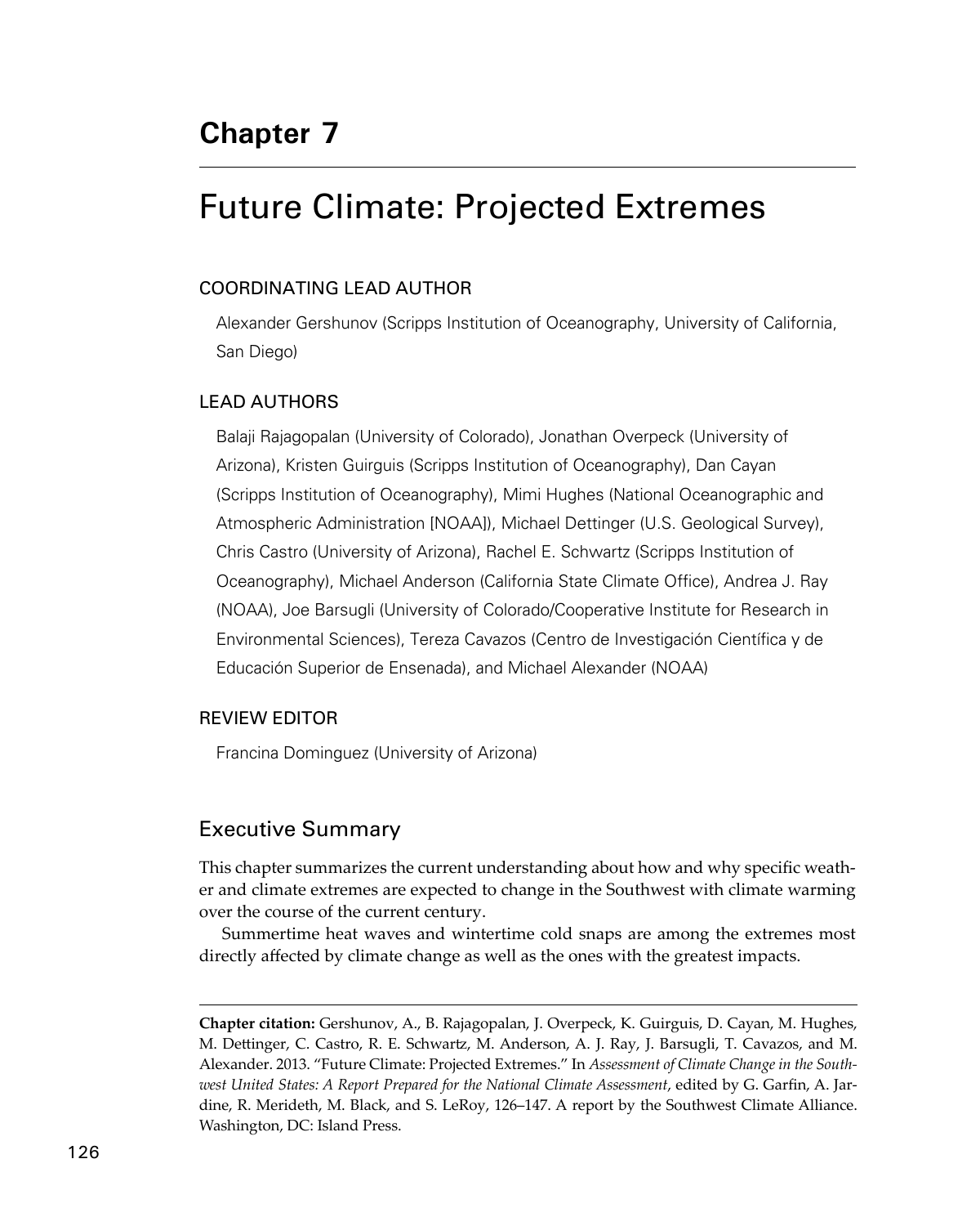# Chapter 7

## Future Climate: Projected Extremes

### COORDINATING LEAD AUTHOR

Alexander Gershunov (Scripps Institution of Oceanography, University of California, San Diego)

### LEAD AUTHORS

Balaji Rajagopalan (University of Colorado), Jonathan Overpeck (University of Arizona), Kristen Guirguis (Scripps Institution of Oceanography), Dan Cayan (Scripps Institution of Oceanography), Mimi Hughes (National Oceanographic and Atmospheric Administration [NOAA]), Michael Dettinger (U.S. Geological Survey), Chris Castro (University of Arizona), Rachel E. Schwartz (Scripps Institution of Oceanography), Michael Anderson (California State Climate Office), Andrea J. Ray (NOAA), Joe Barsugli (University of Colorado/Cooperative Institute for Research in Environmental Sciences), Tereza Cavazos (Centro de Investigación Científica y de Educación Superior de Ensenada), and Michael Alexander (NOAA)

### REVIEW EDITOR

Francina Dominguez (University of Arizona)

## Executive Summary

This chapter summarizes the current understanding about how and why specific weather and climate extremes are expected to change in the Southwest with climate warming over the course of the current century.

Summertime heat waves and wintertime cold snaps are among the extremes most directly affected by climate change as well as the ones with the greatest impacts.

---

**Chapter citation:** Gershunov, A., B. Rajagopalan, J. Overpeck, K. Guirguis, D. Cayan, M. Hughes, M. Dettinger, C. Castro, R. E. Schwartz, M. Anderson, A. J. Ray, J. Barsugli, T. Cavazos, and M. Alexander. 2013. "Future Climate: Projected Extremes." In *Assessment of Climate Change in the Southwest United States: A Report Prepared for the National Climate Assessment*, edited by G. Garfin, A. Jardine, R. Merideth, M. Black, and S. LeRoy, 126–147. A report by the Southwest Climate Alliance. Washington, DC: Island Press.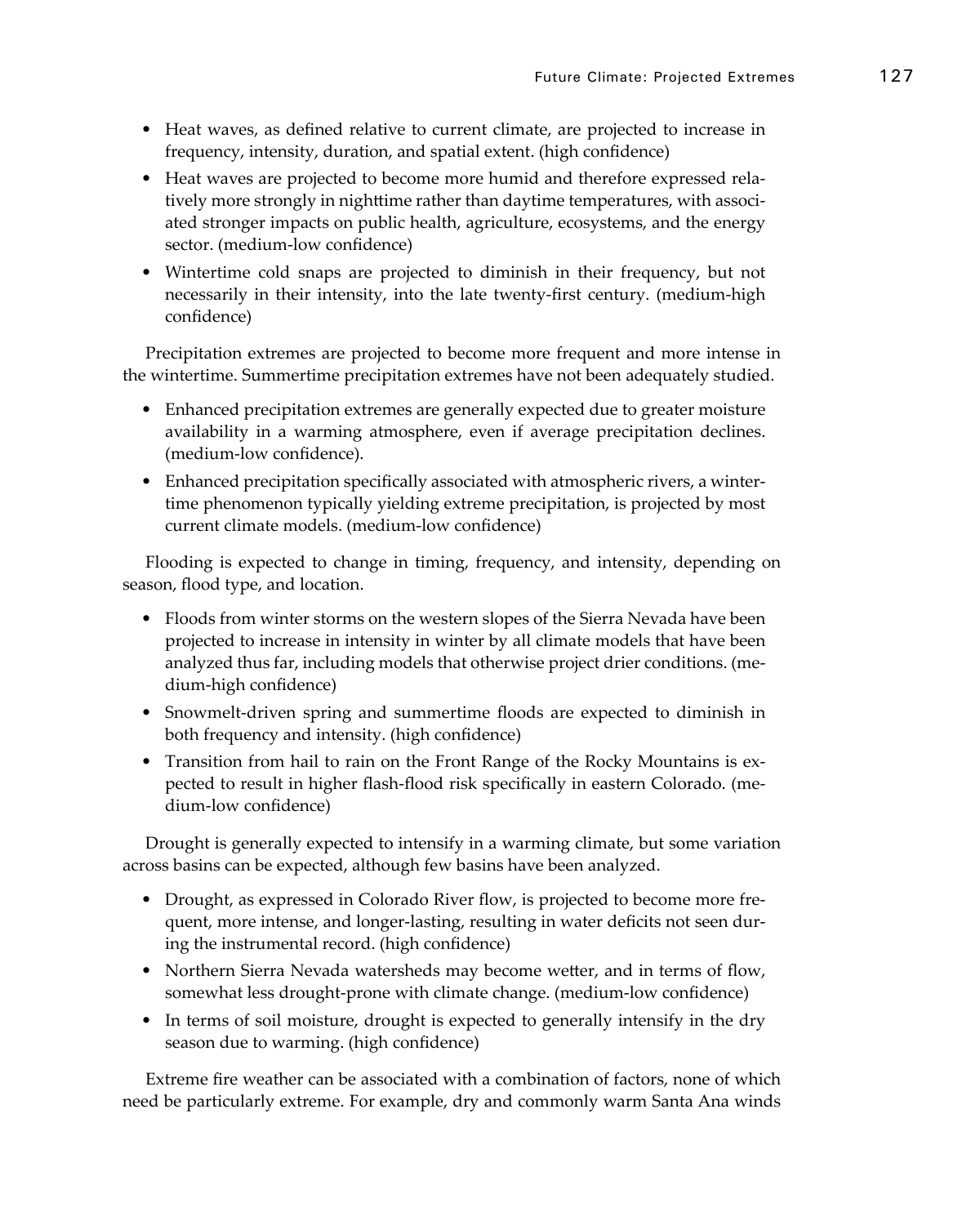- Heat waves, as defined relative to current climate, are projected to increase in frequency, intensity, duration, and spatial extent. (high confidence)
- Heat waves are projected to become more humid and therefore expressed relatively more strongly in nighttime rather than daytime temperatures, with associated stronger impacts on public health, agriculture, ecosystems, and the energy sector. (medium-low confidence)
- Wintertime cold snaps are projected to diminish in their frequency, but not necessarily in their intensity, into the late twenty-first century. (medium-high confidence)

Precipitation extremes are projected to become more frequent and more intense in the wintertime. Summertime precipitation extremes have not been adequately studied.

- Enhanced precipitation extremes are generally expected due to greater moisture availability in a warming atmosphere, even if average precipitation declines. (medium-low confidence).
- Enhanced precipitation specifically associated with atmospheric rivers, a wintertime phenomenon typically yielding extreme precipitation, is projected by most current climate models. (medium-low confidence)

Flooding is expected to change in timing, frequency, and intensity, depending on season, flood type, and location.

- Floods from winter storms on the western slopes of the Sierra Nevada have been projected to increase in intensity in winter by all climate models that have been analyzed thus far, including models that otherwise project drier conditions. (medium-high confidence)
- Snowmelt-driven spring and summertime floods are expected to diminish in both frequency and intensity. (high confidence)
- Transition from hail to rain on the Front Range of the Rocky Mountains is expected to result in higher flash-flood risk specifically in eastern Colorado. (medium-low confidence)

Drought is generally expected to intensify in a warming climate, but some variation across basins can be expected, although few basins have been analyzed.

- Drought, as expressed in Colorado River flow, is projected to become more frequent, more intense, and longer-lasting, resulting in water deficits not seen during the instrumental record. (high confidence)
- Northern Sierra Nevada watersheds may become wetter, and in terms of flow, somewhat less drought-prone with climate change. (medium-low confidence)
- In terms of soil moisture, drought is expected to generally intensify in the dry season due to warming. (high confidence)

Extreme fire weather can be associated with a combination of factors, none of which need be particularly extreme. For example, dry and commonly warm Santa Ana winds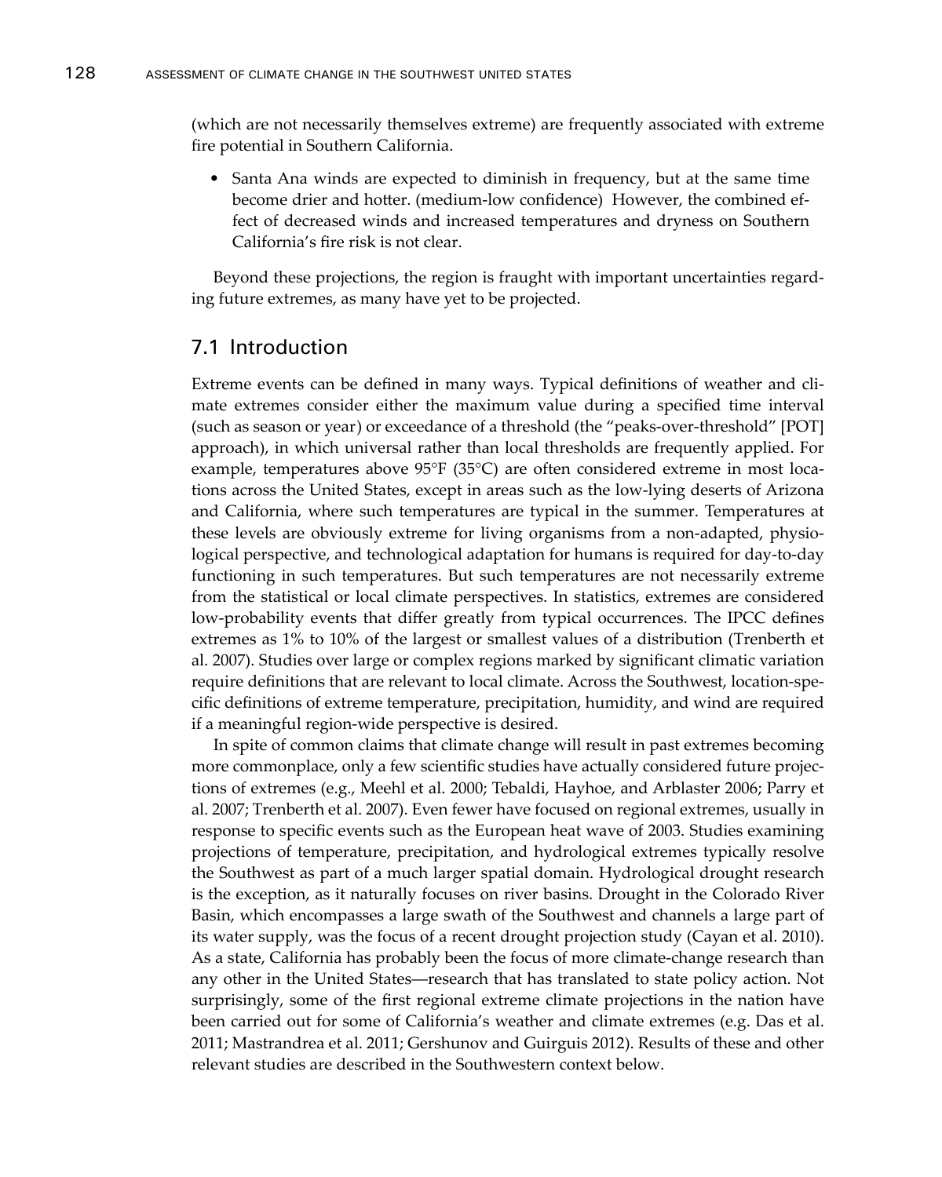(which are not necessarily themselves extreme) are frequently associated with extreme fire potential in Southern California.

- Santa Ana winds are expected to diminish in frequency, but at the same time become drier and hotter. (medium-low confidence) However, the combined effect of decreased winds and increased temperatures and dryness on Southern California's fire risk is not clear.

Beyond these projections, the region is fraught with important uncertainties regarding future extremes, as many have yet to be projected.

## 7.1 Introduction

Extreme events can be defined in many ways. Typical definitions of weather and climate extremes consider either the maximum value during a specified time interval (such as season or year) or exceedance of a threshold (the "peaks-over-threshold" [POT] approach), in which universal rather than local thresholds are frequently applied. For example, temperatures above 95°F (35°C) are often considered extreme in most locations across the United States, except in areas such as the low-lying deserts of Arizona and California, where such temperatures are typical in the summer. Temperatures at these levels are obviously extreme for living organisms from a non-adapted, physiological perspective, and technological adaptation for humans is required for day-to-day functioning in such temperatures. But such temperatures are not necessarily extreme from the statistical or local climate perspectives. In statistics, extremes are considered low-probability events that differ greatly from typical occurrences. The IPCC defines extremes as 1% to 10% of the largest or smallest values of a distribution (Trenberth et al. 2007). Studies over large or complex regions marked by significant climatic variation require definitions that are relevant to local climate. Across the Southwest, location-specific definitions of extreme temperature, precipitation, humidity, and wind are required if a meaningful region-wide perspective is desired.

In spite of common claims that climate change will result in past extremes becoming more commonplace, only a few scientific studies have actually considered future projections of extremes (e.g., Meehl et al. 2000; Tebaldi, Hayhoe, and Arblaster 2006; Parry et al. 2007; Trenberth et al. 2007). Even fewer have focused on regional extremes, usually in response to specific events such as the European heat wave of 2003. Studies examining projections of temperature, precipitation, and hydrological extremes typically resolve the Southwest as part of a much larger spatial domain. Hydrological drought research is the exception, as it naturally focuses on river basins. Drought in the Colorado River Basin, which encompasses a large swath of the Southwest and channels a large part of its water supply, was the focus of a recent drought projection study (Cayan et al. 2010). As a state, California has probably been the focus of more climate-change research than any other in the United States—research that has translated to state policy action. Not surprisingly, some of the first regional extreme climate projections in the nation have been carried out for some of California's weather and climate extremes (e.g. Das et al. 2011; Mastrandrea et al. 2011; Gershunov and Guirguis 2012). Results of these and other relevant studies are described in the Southwestern context below.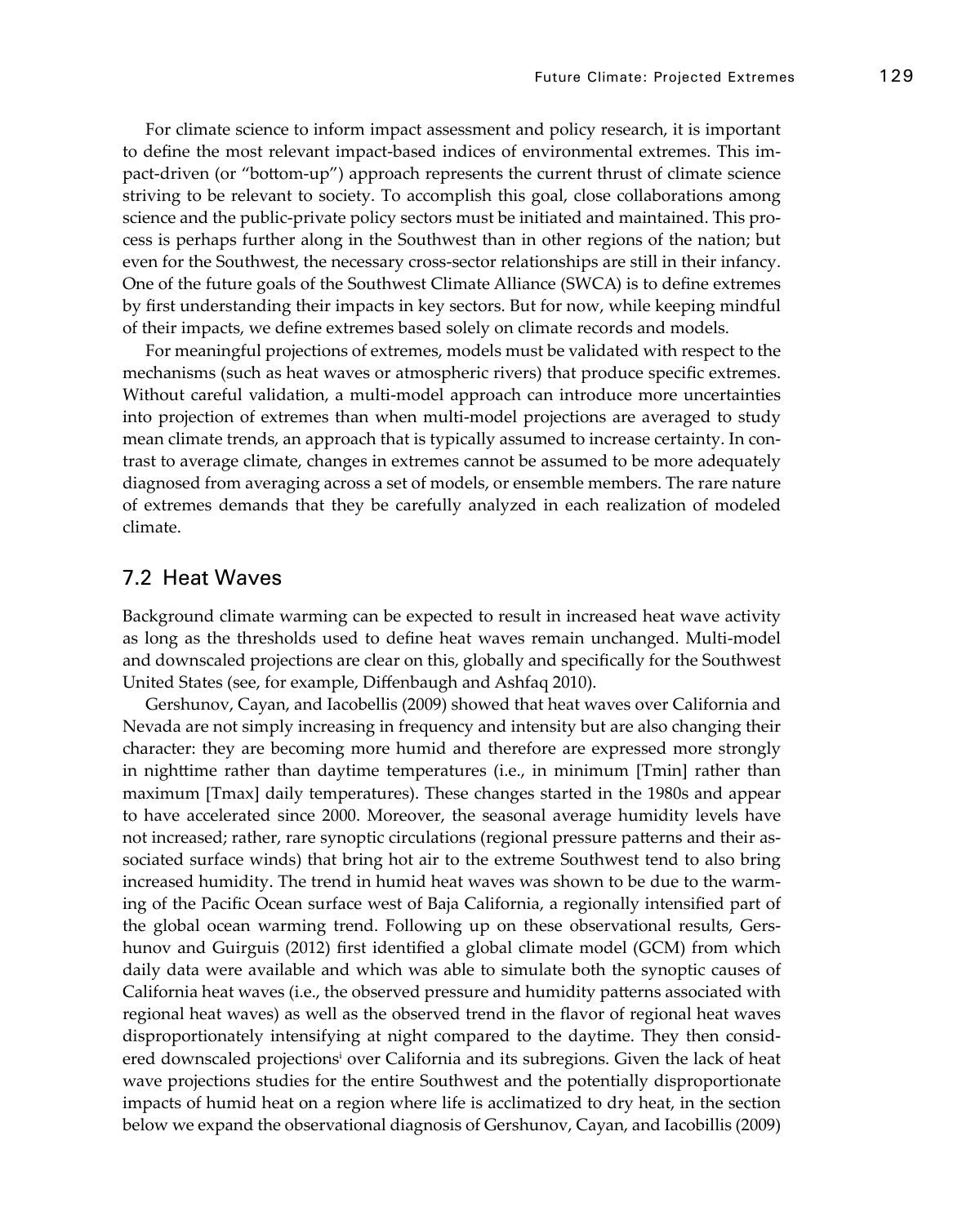For climate science to inform impact assessment and policy research, it is important to define the most relevant impact-based indices of environmental extremes. This impact-driven (or "bottom-up") approach represents the current thrust of climate science striving to be relevant to society. To accomplish this goal, close collaborations among science and the public-private policy sectors must be initiated and maintained. This process is perhaps further along in the Southwest than in other regions of the nation; but even for the Southwest, the necessary cross-sector relationships are still in their infancy. One of the future goals of the Southwest Climate Alliance (SWCA) is to define extremes by first understanding their impacts in key sectors. But for now, while keeping mindful of their impacts, we define extremes based solely on climate records and models.

For meaningful projections of extremes, models must be validated with respect to the mechanisms (such as heat waves or atmospheric rivers) that produce specific extremes. Without careful validation, a multi-model approach can introduce more uncertainties into projection of extremes than when multi-model projections are averaged to study mean climate trends, an approach that is typically assumed to increase certainty. In contrast to average climate, changes in extremes cannot be assumed to be more adequately diagnosed from averaging across a set of models, or ensemble members. The rare nature of extremes demands that they be carefully analyzed in each realization of modeled climate.

## 7.2 Heat Waves

Background climate warming can be expected to result in increased heat wave activity as long as the thresholds used to define heat waves remain unchanged. Multi-model and downscaled projections are clear on this, globally and specifically for the Southwest United States (see, for example, Diffenbaugh and Ashfaq 2010).

Gershunov, Cayan, and Iacobellis (2009) showed that heat waves over California and Nevada are not simply increasing in frequency and intensity but are also changing their character: they are becoming more humid and therefore are expressed more strongly in nighttime rather than daytime temperatures (i.e., in minimum [Tmin] rather than maximum [Tmax] daily temperatures). These changes started in the 1980s and appear to have accelerated since 2000. Moreover, the seasonal average humidity levels have not increased; rather, rare synoptic circulations (regional pressure patterns and their associated surface winds) that bring hot air to the extreme Southwest tend to also bring increased humidity. The trend in humid heat waves was shown to be due to the warming of the Pacific Ocean surface west of Baja California, a regionally intensified part of the global ocean warming trend. Following up on these observational results, Gershunov and Guirguis (2012) first identified a global climate model (GCM) from which daily data were available and which was able to simulate both the synoptic causes of California heat waves (i.e., the observed pressure and humidity patterns associated with regional heat waves) as well as the observed trend in the flavor of regional heat waves disproportionately intensifying at night compared to the daytime. They then considered downscaled projections[i] over California and its subregions. Given the lack of heat wave projections studies for the entire Southwest and the potentially disproportionate impacts of humid heat on a region where life is acclimatized to dry heat, in the section below we expand the observational diagnosis of Gershunov, Cayan, and Iacobillis (2009)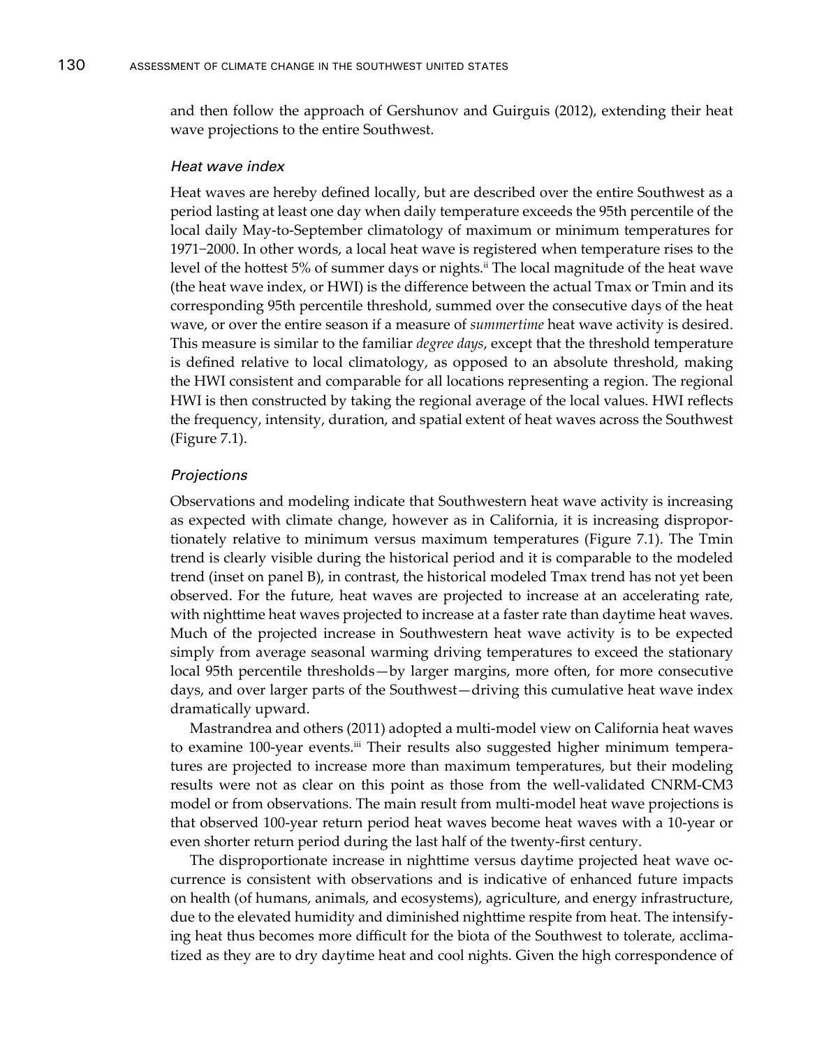and then follow the approach of Gershunov and Guirguis (2012), extending their heat wave projections to the entire Southwest.

### *Heat wave index*

Heat waves are hereby defined locally, but are described over the entire Southwest as a period lasting at least one day when daily temperature exceeds the 95th percentile of the local daily May-to-September climatology of maximum or minimum temperatures for 1971–2000. In other words, a local heat wave is registered when temperature rises to the level of the hottest 5% of summer days or nights.[ii] The local magnitude of the heat wave (the heat wave index, or HWI) is the difference between the actual Tmax or Tmin and its corresponding 95th percentile threshold, summed over the consecutive days of the heat wave, or over the entire season if a measure of *summertime* heat wave activity is desired. This measure is similar to the familiar *degree days*, except that the threshold temperature is defined relative to local climatology, as opposed to an absolute threshold, making the HWI consistent and comparable for all locations representing a region. The regional HWI is then constructed by taking the regional average of the local values. HWI reflects the frequency, intensity, duration, and spatial extent of heat waves across the Southwest (Figure 7.1).

### *Projections*

Observations and modeling indicate that Southwestern heat wave activity is increasing as expected with climate change, however as in California, it is increasing disproportionately relative to minimum versus maximum temperatures (Figure 7.1). The Tmin trend is clearly visible during the historical period and it is comparable to the modeled trend (inset on panel B), in contrast, the historical modeled Tmax trend has not yet been observed. For the future, heat waves are projected to increase at an accelerating rate, with nighttime heat waves projected to increase at a faster rate than daytime heat waves. Much of the projected increase in Southwestern heat wave activity is to be expected simply from average seasonal warming driving temperatures to exceed the stationary local 95th percentile thresholds—by larger margins, more often, for more consecutive days, and over larger parts of the Southwest—driving this cumulative heat wave index dramatically upward.

Mastrandrea and others (2011) adopted a multi-model view on California heat waves to examine 100-year events.[iii] Their results also suggested higher minimum temperatures are projected to increase more than maximum temperatures, but their modeling results were not as clear on this point as those from the well-validated CNRM-CM3 model or from observations. The main result from multi-model heat wave projections is that observed 100-year return period heat waves become heat waves with a 10-year or even shorter return period during the last half of the twenty-first century.

The disproportionate increase in nighttime versus daytime projected heat wave occurrence is consistent with observations and is indicative of enhanced future impacts on health (of humans, animals, and ecosystems), agriculture, and energy infrastructure, due to the elevated humidity and diminished nighttime respite from heat. The intensifying heat thus becomes more difficult for the biota of the Southwest to tolerate, acclimatized as they are to dry daytime heat and cool nights. Given the high correspondence of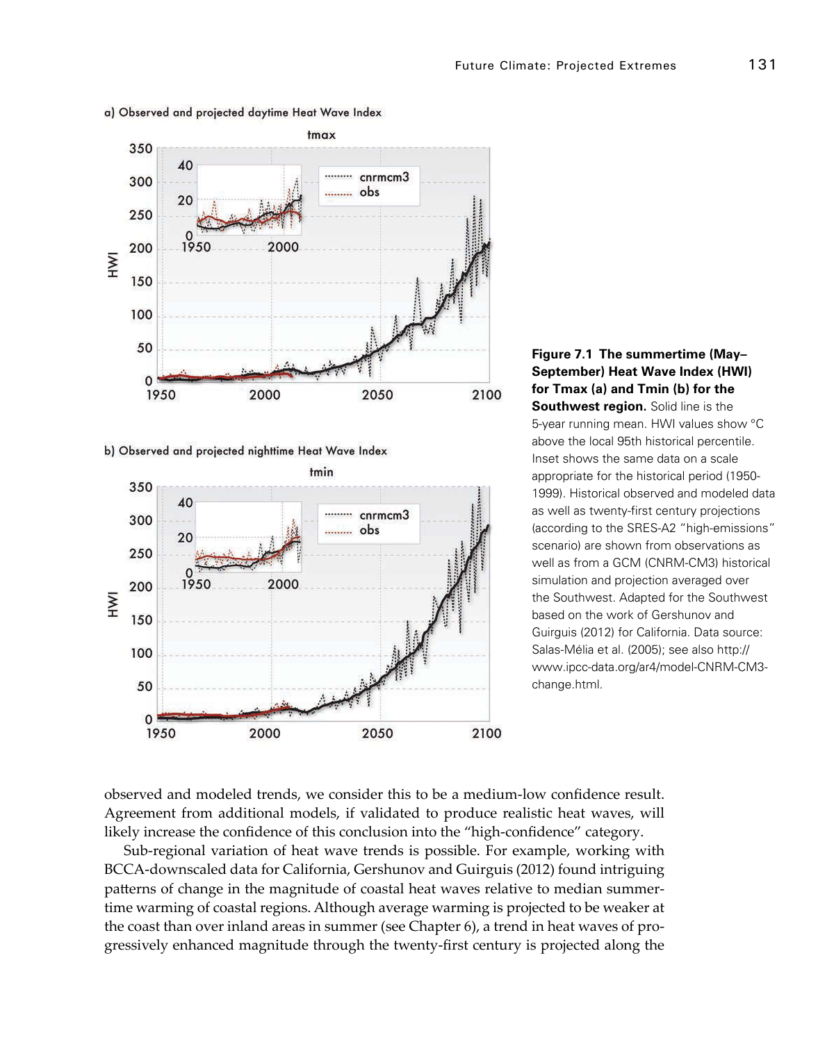**Figure 7.1 The summertime (May–September) Heat Wave Index (HWI) for Tmax (a) and Tmin (b) for the Southwest region.** Solid line is the 5-year running mean. HWI values show °C above the local 95th historical percentile. Inset shows the same data on a scale appropriate for the historical period (1950-1999). Historical observed and modeled data as well as twenty-first century projections (according to the SRES-A2 "high-emissions" scenario) are shown from observations as well as from a GCM (CNRM-CM3) historical simulation and projection averaged over the Southwest. Adapted for the Southwest based on the work of Gershunov and Guirguis (2012) for California. Data source: Salas-Mélia et al. (2005); see also http://www.ipcc-data.org/ar4/model-CNRM-CM3-change.html.

observed and modeled trends, we consider this to be a medium-low confidence result. Agreement from additional models, if validated to produce realistic heat waves, will likely increase the confidence of this conclusion into the "high-confidence" category.

Sub-regional variation of heat wave trends is possible. For example, working with BCCA-downscaled data for California, Gershunov and Guirguis (2012) found intriguing patterns of change in the magnitude of coastal heat waves relative to median summertime warming of coastal regions. Although average warming is projected to be weaker at the coast than over inland areas in summer (see Chapter 6), a trend in heat waves of progressively enhanced magnitude through the twenty-first century is projected along the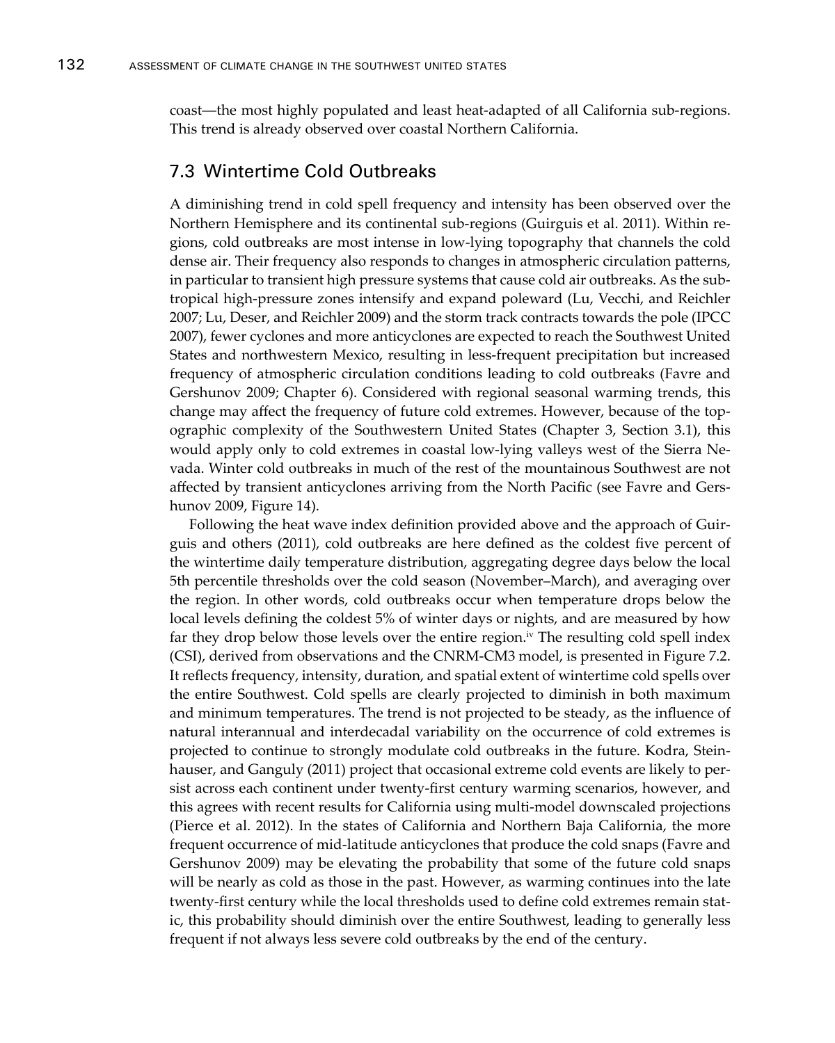coast—the most highly populated and least heat-adapted of all California sub-regions. This trend is already observed over coastal Northern California.

## 7.3 Wintertime Cold Outbreaks

A diminishing trend in cold spell frequency and intensity has been observed over the Northern Hemisphere and its continental sub-regions (Guirguis et al. 2011). Within regions, cold outbreaks are most intense in low-lying topography that channels the cold dense air. Their frequency also responds to changes in atmospheric circulation patterns, in particular to transient high pressure systems that cause cold air outbreaks. As the subtropical high-pressure zones intensify and expand poleward (Lu, Vecchi, and Reichler 2007; Lu, Deser, and Reichler 2009) and the storm track contracts towards the pole (IPCC 2007), fewer cyclones and more anticyclones are expected to reach the Southwest United States and northwestern Mexico, resulting in less-frequent precipitation but increased frequency of atmospheric circulation conditions leading to cold outbreaks (Favre and Gershunov 2009; Chapter 6). Considered with regional seasonal warming trends, this change may affect the frequency of future cold extremes. However, because of the topographic complexity of the Southwestern United States (Chapter 3, Section 3.1), this would apply only to cold extremes in coastal low-lying valleys west of the Sierra Nevada. Winter cold outbreaks in much of the rest of the mountainous Southwest are not affected by transient anticyclones arriving from the North Pacific (see Favre and Gershunov 2009, Figure 14).

Following the heat wave index definition provided above and the approach of Guirguis and others (2011), cold outbreaks are here defined as the coldest five percent of the wintertime daily temperature distribution, aggregating degree days below the local 5th percentile thresholds over the cold season (November–March), and averaging over the region. In other words, cold outbreaks occur when temperature drops below the local levels defining the coldest 5% of winter days or nights, and are measured by how far they drop below those levels over the entire region.[iv] The resulting cold spell index (CSI), derived from observations and the CNRM-CM3 model, is presented in Figure 7.2. It reflects frequency, intensity, duration, and spatial extent of wintertime cold spells over the entire Southwest. Cold spells are clearly projected to diminish in both maximum and minimum temperatures. The trend is not projected to be steady, as the influence of natural interannual and interdecadal variability on the occurrence of cold extremes is projected to continue to strongly modulate cold outbreaks in the future. Kodra, Steinhauser, and Ganguly (2011) project that occasional extreme cold events are likely to persist across each continent under twenty-first century warming scenarios, however, and this agrees with recent results for California using multi-model downscaled projections (Pierce et al. 2012). In the states of California and Northern Baja California, the more frequent occurrence of mid-latitude anticyclones that produce the cold snaps (Favre and Gershunov 2009) may be elevating the probability that some of the future cold snaps will be nearly as cold as those in the past. However, as warming continues into the late twenty-first century while the local thresholds used to define cold extremes remain static, this probability should diminish over the entire Southwest, leading to generally less frequent if not always less severe cold outbreaks by the end of the century.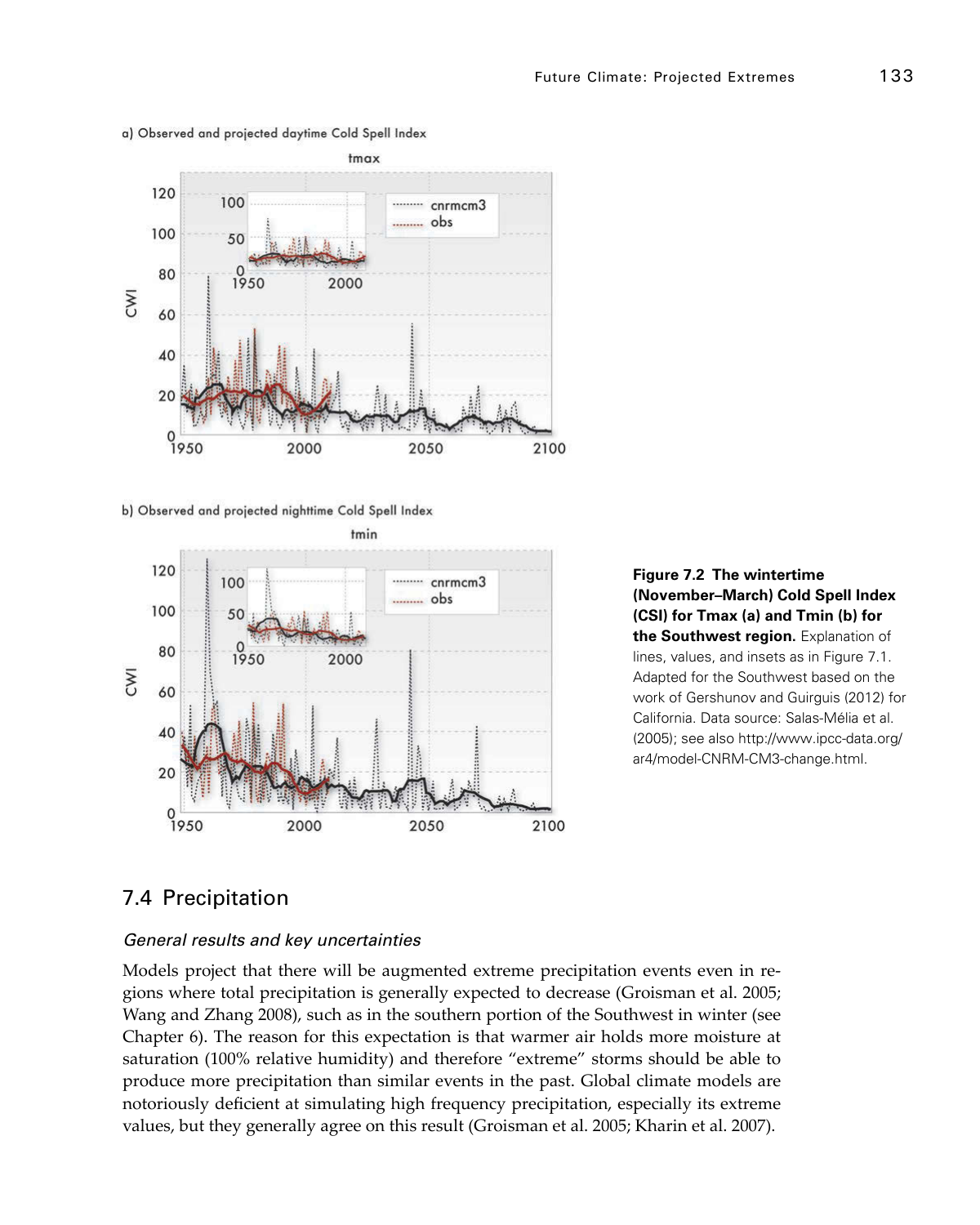**Figure 7.2 The wintertime (November–March) Cold Spell Index (CSI) for Tmax (a) and Tmin (b) for the Southwest region.** Explanation of lines, values, and insets as in Figure 7.1. Adapted for the Southwest based on the work of Gershunov and Guirguis (2012) for California. Data source: Salas-Mélia et al. (2005); see also http://www.ipcc-data.org/ar4/model-CNRM-CM3-change.html.

## 7.4 Precipitation

### *General results and key uncertainties*

Models project that there will be augmented extreme precipitation events even in regions where total precipitation is generally expected to decrease (Groisman et al. 2005; Wang and Zhang 2008), such as in the southern portion of the Southwest in winter (see Chapter 6). The reason for this expectation is that warmer air holds more moisture at saturation (100% relative humidity) and therefore "extreme" storms should be able to produce more precipitation than similar events in the past. Global climate models are notoriously deficient at simulating high frequency precipitation, especially its extreme values, but they generally agree on this result (Groisman et al. 2005; Kharin et al. 2007).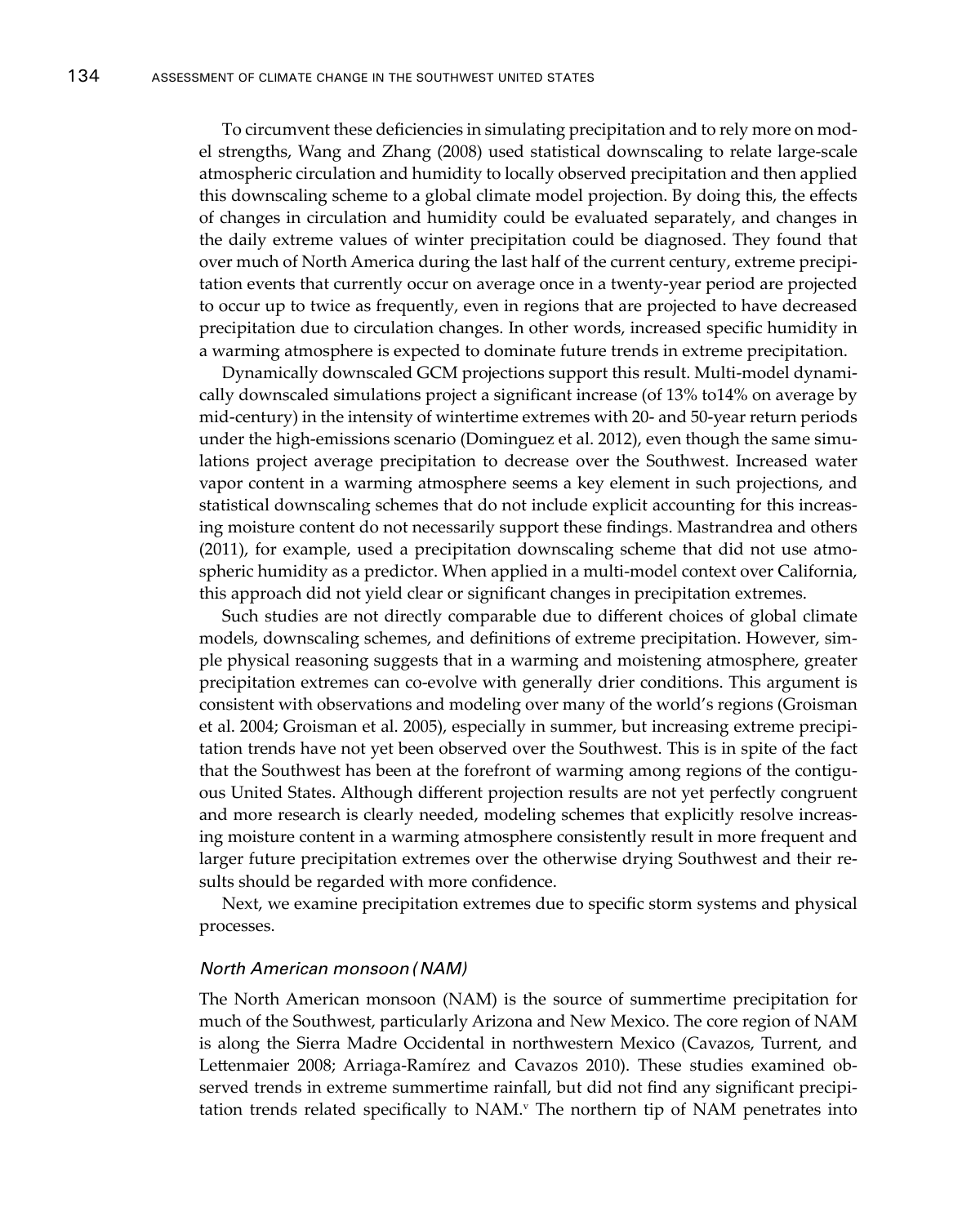To circumvent these deficiencies in simulating precipitation and to rely more on model strengths, Wang and Zhang (2008) used statistical downscaling to relate large-scale atmospheric circulation and humidity to locally observed precipitation and then applied this downscaling scheme to a global climate model projection. By doing this, the effects of changes in circulation and humidity could be evaluated separately, and changes in the daily extreme values of winter precipitation could be diagnosed. They found that over much of North America during the last half of the current century, extreme precipitation events that currently occur on average once in a twenty-year period are projected to occur up to twice as frequently, even in regions that are projected to have decreased precipitation due to circulation changes. In other words, increased specific humidity in a warming atmosphere is expected to dominate future trends in extreme precipitation.

Dynamically downscaled GCM projections support this result. Multi-model dynamically downscaled simulations project a significant increase (of 13% to14% on average by mid-century) in the intensity of wintertime extremes with 20- and 50-year return periods under the high-emissions scenario (Dominguez et al. 2012), even though the same simulations project average precipitation to decrease over the Southwest. Increased water vapor content in a warming atmosphere seems a key element in such projections, and statistical downscaling schemes that do not include explicit accounting for this increasing moisture content do not necessarily support these findings. Mastrandrea and others (2011), for example, used a precipitation downscaling scheme that did not use atmospheric humidity as a predictor. When applied in a multi-model context over California, this approach did not yield clear or significant changes in precipitation extremes.

Such studies are not directly comparable due to different choices of global climate models, downscaling schemes, and definitions of extreme precipitation. However, simple physical reasoning suggests that in a warming and moistening atmosphere, greater precipitation extremes can co-evolve with generally drier conditions. This argument is consistent with observations and modeling over many of the world's regions (Groisman et al. 2004; Groisman et al. 2005), especially in summer, but increasing extreme precipitation trends have not yet been observed over the Southwest. This is in spite of the fact that the Southwest has been at the forefront of warming among regions of the contiguous United States. Although different projection results are not yet perfectly congruent and more research is clearly needed, modeling schemes that explicitly resolve increasing moisture content in a warming atmosphere consistently result in more frequent and larger future precipitation extremes over the otherwise drying Southwest and their results should be regarded with more confidence.

Next, we examine precipitation extremes due to specific storm systems and physical processes.

### *North American monsoon (NAM)*

The North American monsoon (NAM) is the source of summertime precipitation for much of the Southwest, particularly Arizona and New Mexico. The core region of NAM is along the Sierra Madre Occidental in northwestern Mexico (Cavazos, Turrent, and Lettenmaier 2008; Arriaga-Ramírez and Cavazos 2010). These studies examined observed trends in extreme summertime rainfall, but did not find any significant precipitation trends related specifically to NAM.[v] The northern tip of NAM penetrates into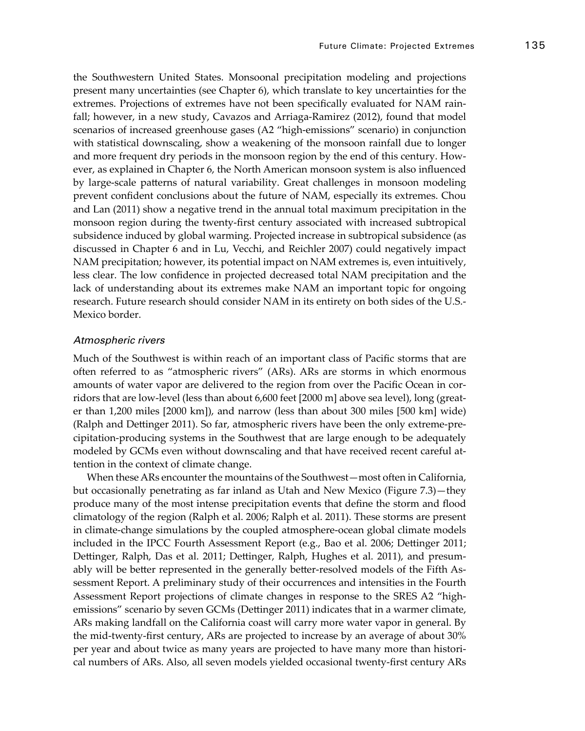the Southwestern United States. Monsoonal precipitation modeling and projections present many uncertainties (see Chapter 6), which translate to key uncertainties for the extremes. Projections of extremes have not been specifically evaluated for NAM rainfall; however, in a new study, Cavazos and Arriaga-Ramirez (2012), found that model scenarios of increased greenhouse gases (A2 "high-emissions" scenario) in conjunction with statistical downscaling, show a weakening of the monsoon rainfall due to longer and more frequent dry periods in the monsoon region by the end of this century. However, as explained in Chapter 6, the North American monsoon system is also influenced by large-scale patterns of natural variability. Great challenges in monsoon modeling prevent confident conclusions about the future of NAM, especially its extremes. Chou and Lan (2011) show a negative trend in the annual total maximum precipitation in the monsoon region during the twenty-first century associated with increased subtropical subsidence induced by global warming. Projected increase in subtropical subsidence (as discussed in Chapter 6 and in Lu, Vecchi, and Reichler 2007) could negatively impact NAM precipitation; however, its potential impact on NAM extremes is, even intuitively, less clear. The low confidence in projected decreased total NAM precipitation and the lack of understanding about its extremes make NAM an important topic for ongoing research. Future research should consider NAM in its entirety on both sides of the U.S.-Mexico border.

### *Atmospheric rivers*

Much of the Southwest is within reach of an important class of Pacific storms that are often referred to as "atmospheric rivers" (ARs). ARs are storms in which enormous amounts of water vapor are delivered to the region from over the Pacific Ocean in corridors that are low-level (less than about 6,600 feet [2000 m] above sea level), long (greater than 1,200 miles [2000 km]), and narrow (less than about 300 miles [500 km] wide) (Ralph and Dettinger 2011). So far, atmospheric rivers have been the only extreme-precipitation-producing systems in the Southwest that are large enough to be adequately modeled by GCMs even without downscaling and that have received recent careful attention in the context of climate change.

When these ARs encounter the mountains of the Southwest—most often in California, but occasionally penetrating as far inland as Utah and New Mexico (Figure 7.3)—they produce many of the most intense precipitation events that define the storm and flood climatology of the region (Ralph et al. 2006; Ralph et al. 2011). These storms are present in climate-change simulations by the coupled atmosphere-ocean global climate models included in the IPCC Fourth Assessment Report (e.g., Bao et al. 2006; Dettinger 2011; Dettinger, Ralph, Das et al. 2011; Dettinger, Ralph, Hughes et al. 2011), and presumably will be better represented in the generally better-resolved models of the Fifth Assessment Report. A preliminary study of their occurrences and intensities in the Fourth Assessment Report projections of climate changes in response to the SRES A2 "high-emissions" scenario by seven GCMs (Dettinger 2011) indicates that in a warmer climate, ARs making landfall on the California coast will carry more water vapor in general. By the mid-twenty-first century, ARs are projected to increase by an average of about 30% per year and about twice as many years are projected to have many more than historical numbers of ARs. Also, all seven models yielded occasional twenty-first century ARs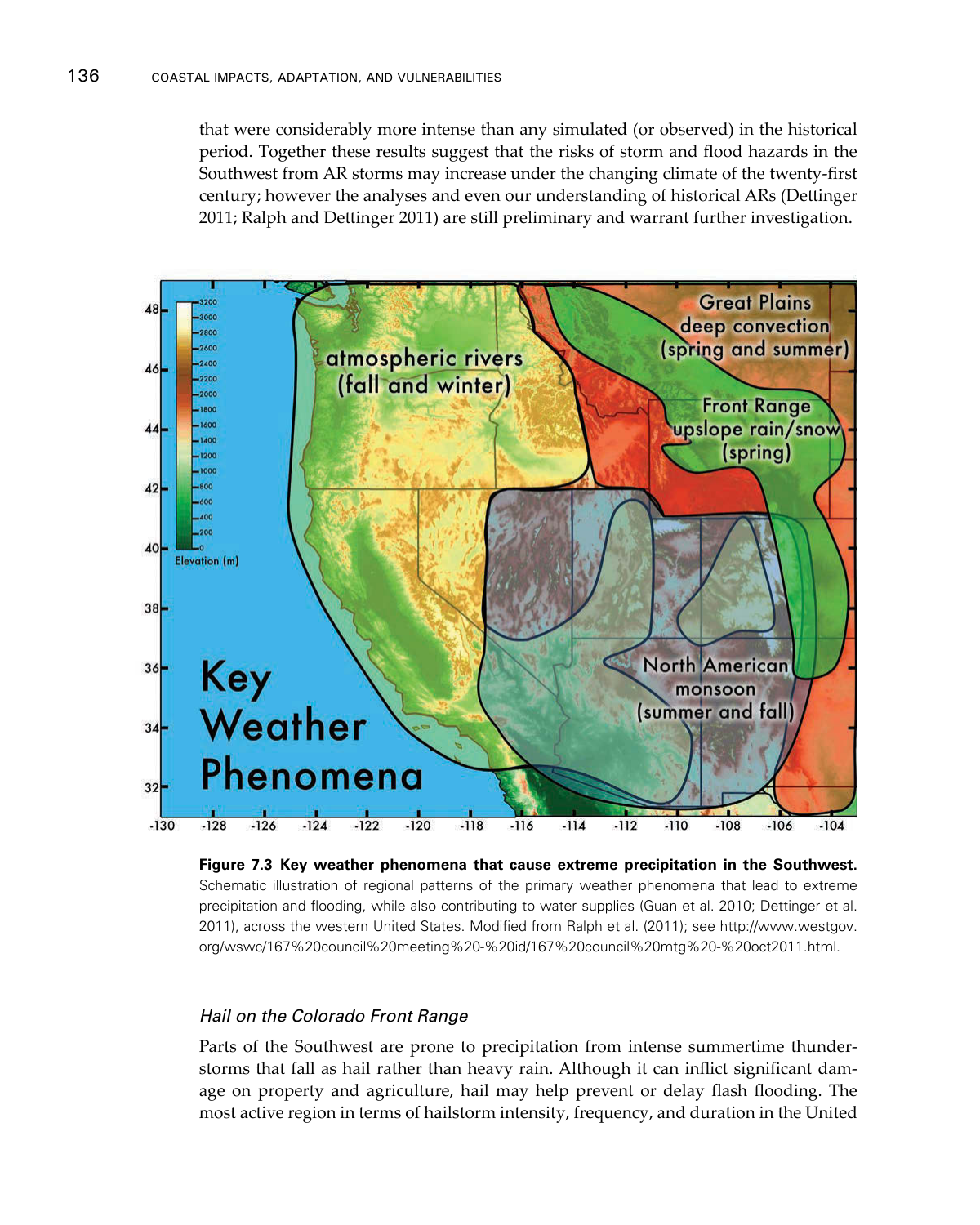that were considerably more intense than any simulated (or observed) in the historical period. Together these results suggest that the risks of storm and flood hazards in the Southwest from AR storms may increase under the changing climate of the twenty-first century; however the analyses and even our understanding of historical ARs (Dettinger 2011; Ralph and Dettinger 2011) are still preliminary and warrant further investigation.

**Figure 7.3 Key weather phenomena that cause extreme precipitation in the Southwest.** Schematic illustration of regional patterns of the primary weather phenomena that lead to extreme precipitation and flooding, while also contributing to water supplies (Guan et al. 2010; Dettinger et al. 2011), across the western United States. Modified from Ralph et al. (2011); see http://www.westgov.org/wswc/167%20council%20meeting%20-%20id/167%20council%20mtg%20-%20oct2011.html.

### *Hail on the Colorado Front Range*

Parts of the Southwest are prone to precipitation from intense summertime thunderstorms that fall as hail rather than heavy rain. Although it can inflict significant damage on property and agriculture, hail may help prevent or delay flash flooding. The most active region in terms of hailstorm intensity, frequency, and duration in the United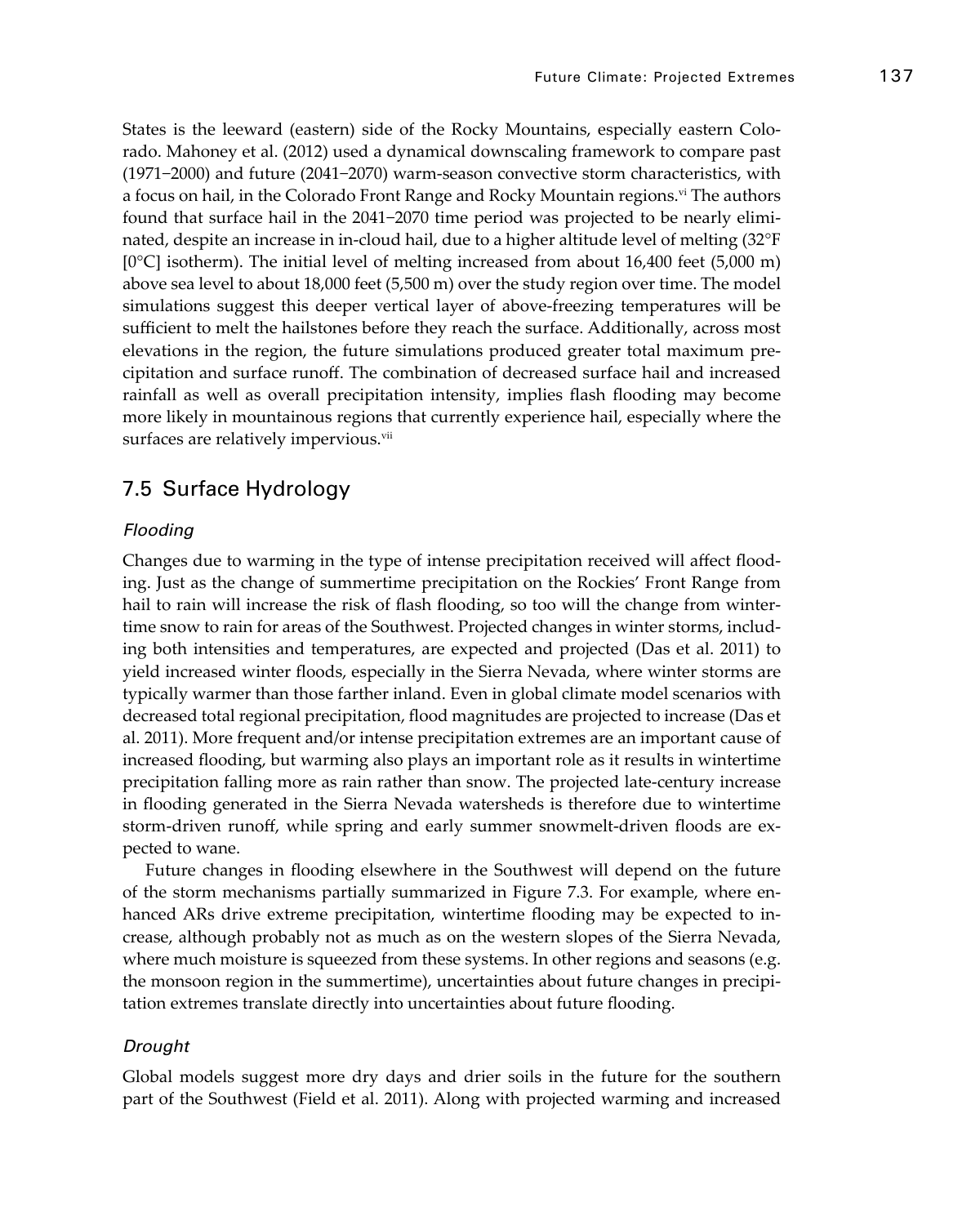States is the leeward (eastern) side of the Rocky Mountains, especially eastern Colorado. Mahoney et al. (2012) used a dynamical downscaling framework to compare past (1971–2000) and future (2041–2070) warm-season convective storm characteristics, with a focus on hail, in the Colorado Front Range and Rocky Mountain regions.[vi] The authors found that surface hail in the 2041–2070 time period was projected to be nearly eliminated, despite an increase in in-cloud hail, due to a higher altitude level of melting (32°F [0°C] isotherm). The initial level of melting increased from about 16,400 feet (5,000 m) above sea level to about 18,000 feet (5,500 m) over the study region over time. The model simulations suggest this deeper vertical layer of above-freezing temperatures will be sufficient to melt the hailstones before they reach the surface. Additionally, across most elevations in the region, the future simulations produced greater total maximum precipitation and surface runoff. The combination of decreased surface hail and increased rainfall as well as overall precipitation intensity, implies flash flooding may become more likely in mountainous regions that currently experience hail, especially where the surfaces are relatively impervious.[vii]

## 7.5 Surface Hydrology

### *Flooding*

Changes due to warming in the type of intense precipitation received will affect flooding. Just as the change of summertime precipitation on the Rockies' Front Range from hail to rain will increase the risk of flash flooding, so too will the change from wintertime snow to rain for areas of the Southwest. Projected changes in winter storms, including both intensities and temperatures, are expected and projected (Das et al. 2011) to yield increased winter floods, especially in the Sierra Nevada, where winter storms are typically warmer than those farther inland. Even in global climate model scenarios with decreased total regional precipitation, flood magnitudes are projected to increase (Das et al. 2011). More frequent and/or intense precipitation extremes are an important cause of increased flooding, but warming also plays an important role as it results in wintertime precipitation falling more as rain rather than snow. The projected late-century increase in flooding generated in the Sierra Nevada watersheds is therefore due to wintertime storm-driven runoff, while spring and early summer snowmelt-driven floods are expected to wane.

Future changes in flooding elsewhere in the Southwest will depend on the future of the storm mechanisms partially summarized in Figure 7.3. For example, where enhanced ARs drive extreme precipitation, wintertime flooding may be expected to increase, although probably not as much as on the western slopes of the Sierra Nevada, where much moisture is squeezed from these systems. In other regions and seasons (e.g. the monsoon region in the summertime), uncertainties about future changes in precipitation extremes translate directly into uncertainties about future flooding.

### *Drought*

Global models suggest more dry days and drier soils in the future for the southern part of the Southwest (Field et al. 2011). Along with projected warming and increased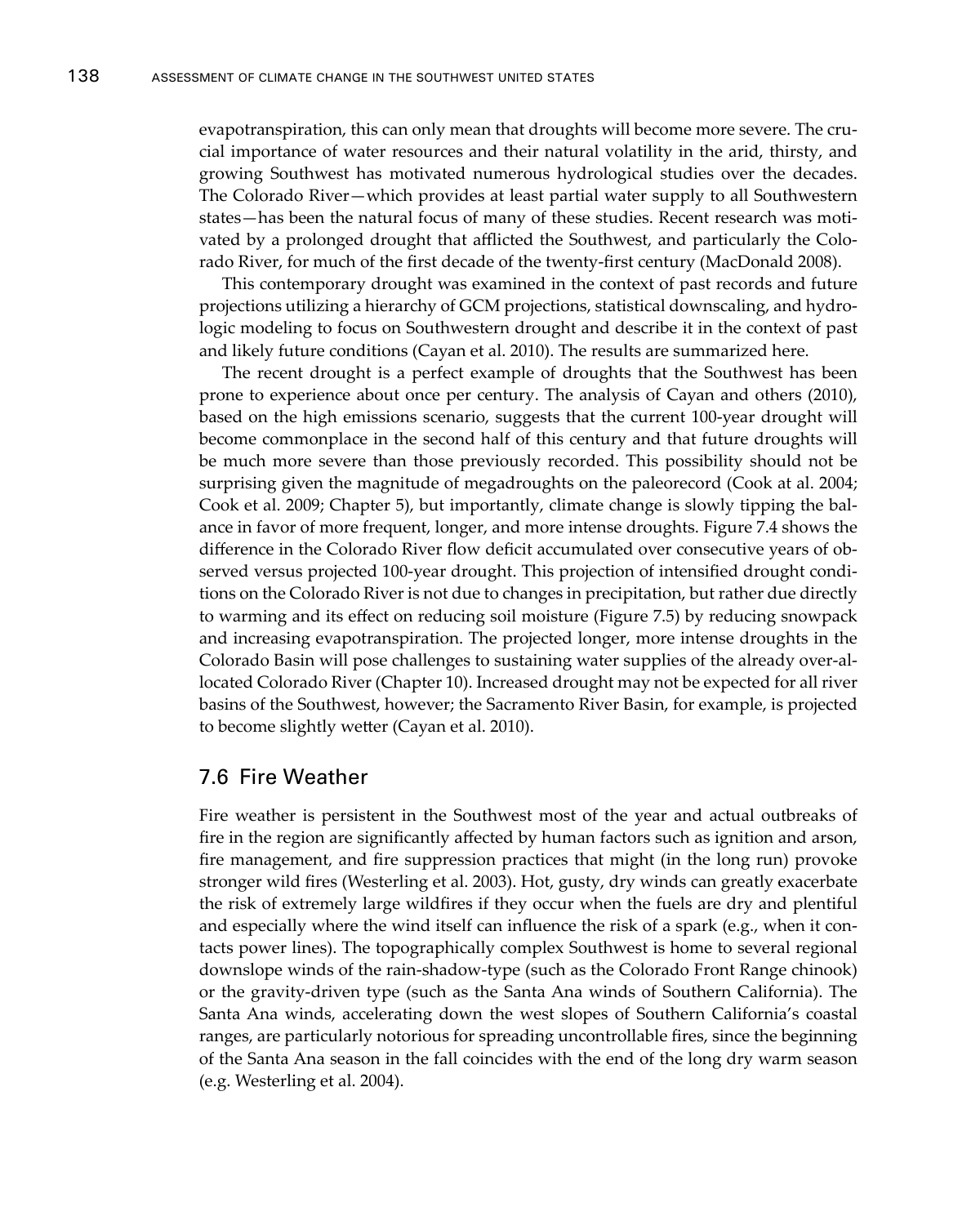evapotranspiration, this can only mean that droughts will become more severe. The crucial importance of water resources and their natural volatility in the arid, thirsty, and growing Southwest has motivated numerous hydrological studies over the decades. The Colorado River—which provides at least partial water supply to all Southwestern states—has been the natural focus of many of these studies. Recent research was motivated by a prolonged drought that afflicted the Southwest, and particularly the Colorado River, for much of the first decade of the twenty-first century (MacDonald 2008).

This contemporary drought was examined in the context of past records and future projections utilizing a hierarchy of GCM projections, statistical downscaling, and hydrologic modeling to focus on Southwestern drought and describe it in the context of past and likely future conditions (Cayan et al. 2010). The results are summarized here.

The recent drought is a perfect example of droughts that the Southwest has been prone to experience about once per century. The analysis of Cayan and others (2010), based on the high emissions scenario, suggests that the current 100-year drought will become commonplace in the second half of this century and that future droughts will be much more severe than those previously recorded. This possibility should not be surprising given the magnitude of megadroughts on the paleorecord (Cook at al. 2004; Cook et al. 2009; Chapter 5), but importantly, climate change is slowly tipping the balance in favor of more frequent, longer, and more intense droughts. Figure 7.4 shows the difference in the Colorado River flow deficit accumulated over consecutive years of observed versus projected 100-year drought. This projection of intensified drought conditions on the Colorado River is not due to changes in precipitation, but rather due directly to warming and its effect on reducing soil moisture (Figure 7.5) by reducing snowpack and increasing evapotranspiration. The projected longer, more intense droughts in the Colorado Basin will pose challenges to sustaining water supplies of the already over-allocated Colorado River (Chapter 10). Increased drought may not be expected for all river basins of the Southwest, however; the Sacramento River Basin, for example, is projected to become slightly wetter (Cayan et al. 2010).

## 7.6 Fire Weather

Fire weather is persistent in the Southwest most of the year and actual outbreaks of fire in the region are significantly affected by human factors such as ignition and arson, fire management, and fire suppression practices that might (in the long run) provoke stronger wild fires (Westerling et al. 2003). Hot, gusty, dry winds can greatly exacerbate the risk of extremely large wildfires if they occur when the fuels are dry and plentiful and especially where the wind itself can influence the risk of a spark (e.g., when it contacts power lines). The topographically complex Southwest is home to several regional downslope winds of the rain-shadow-type (such as the Colorado Front Range chinook) or the gravity-driven type (such as the Santa Ana winds of Southern California). The Santa Ana winds, accelerating down the west slopes of Southern California's coastal ranges, are particularly notorious for spreading uncontrollable fires, since the beginning of the Santa Ana season in the fall coincides with the end of the long dry warm season (e.g. Westerling et al. 2004).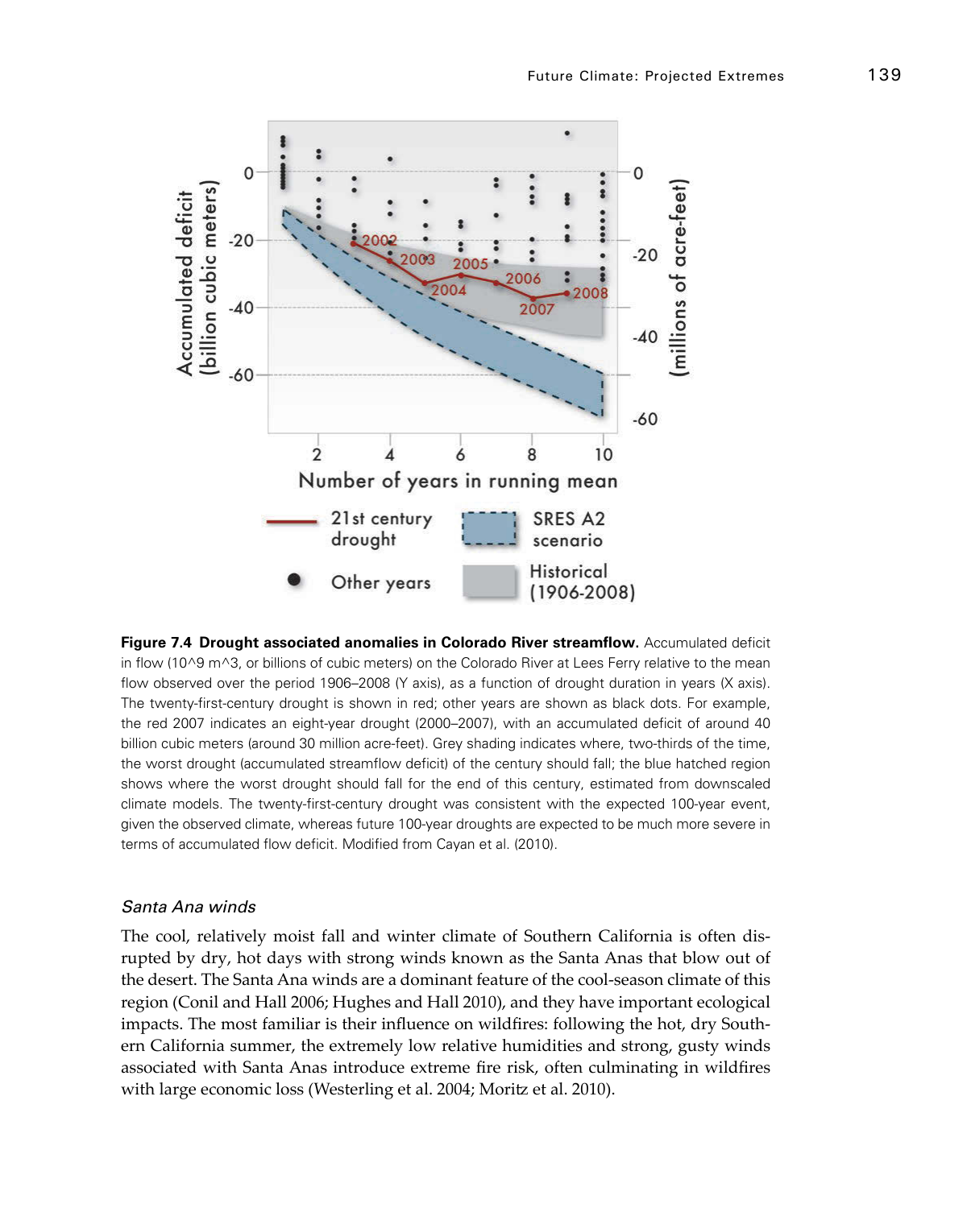**Figure 7.4 Drought associated anomalies in Colorado River streamflow.** Accumulated deficit in flow (10^9 m^3, or billions of cubic meters) on the Colorado River at Lees Ferry relative to the mean flow observed over the period 1906–2008 (Y axis), as a function of drought duration in years (X axis). The twenty-first-century drought is shown in red; other years are shown as black dots. For example, the red 2007 indicates an eight-year drought (2000–2007), with an accumulated deficit of around 40 billion cubic meters (around 30 million acre-feet). Grey shading indicates where, two-thirds of the time, the worst drought (accumulated streamflow deficit) of the century should fall; the blue hatched region shows where the worst drought should fall for the end of this century, estimated from downscaled climate models. The twenty-first-century drought was consistent with the expected 100-year event, given the observed climate, whereas future 100-year droughts are expected to be much more severe in terms of accumulated flow deficit. Modified from Cayan et al. (2010).

### *Santa Ana winds*

The cool, relatively moist fall and winter climate of Southern California is often disrupted by dry, hot days with strong winds known as the Santa Anas that blow out of the desert. The Santa Ana winds are a dominant feature of the cool-season climate of this region (Conil and Hall 2006; Hughes and Hall 2010), and they have important ecological impacts. The most familiar is their influence on wildfires: following the hot, dry Southern California summer, the extremely low relative humidities and strong, gusty winds associated with Santa Anas introduce extreme fire risk, often culminating in wildfires with large economic loss (Westerling et al. 2004; Moritz et al. 2010).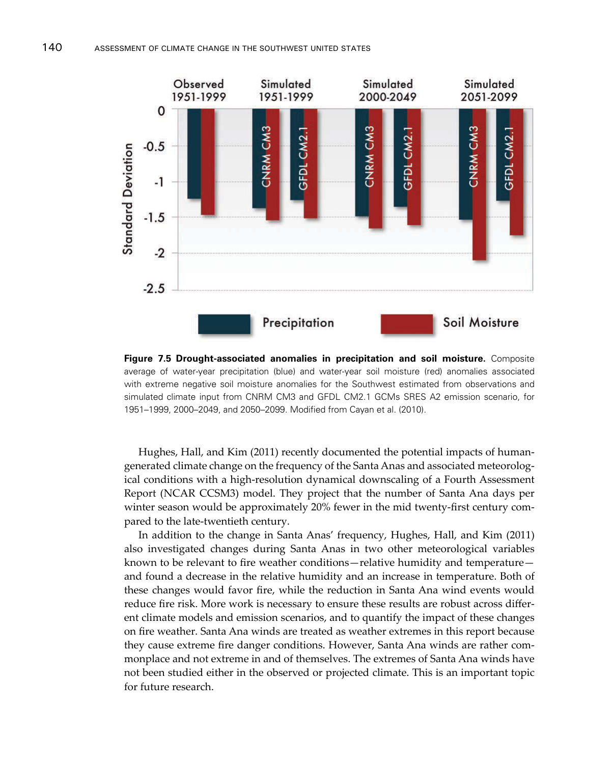**Figure 7.5 Drought-associated anomalies in precipitation and soil moisture.** Composite average of water-year precipitation (blue) and water-year soil moisture (red) anomalies associated with extreme negative soil moisture anomalies for the Southwest estimated from observations and simulated climate input from CNRM CM3 and GFDL CM2.1 GCMs SRES A2 emission scenario, for 1951–1999, 2000–2049, and 2050–2099. Modified from Cayan et al. (2010).

Hughes, Hall, and Kim (2011) recently documented the potential impacts of human-generated climate change on the frequency of the Santa Anas and associated meteorological conditions with a high-resolution dynamical downscaling of a Fourth Assessment Report (NCAR CCSM3) model. They project that the number of Santa Ana days per winter season would be approximately 20% fewer in the mid twenty-first century compared to the late-twentieth century.

In addition to the change in Santa Anas' frequency, Hughes, Hall, and Kim (2011) also investigated changes during Santa Anas in two other meteorological variables known to be relevant to fire weather conditions—relative humidity and temperature—and found a decrease in the relative humidity and an increase in temperature. Both of these changes would favor fire, while the reduction in Santa Ana wind events would reduce fire risk. More work is necessary to ensure these results are robust across different climate models and emission scenarios, and to quantify the impact of these changes on fire weather. Santa Ana winds are treated as weather extremes in this report because they cause extreme fire danger conditions. However, Santa Ana winds are rather commonplace and not extreme in and of themselves. The extremes of Santa Ana winds have not been studied either in the observed or projected climate. This is an important topic for future research.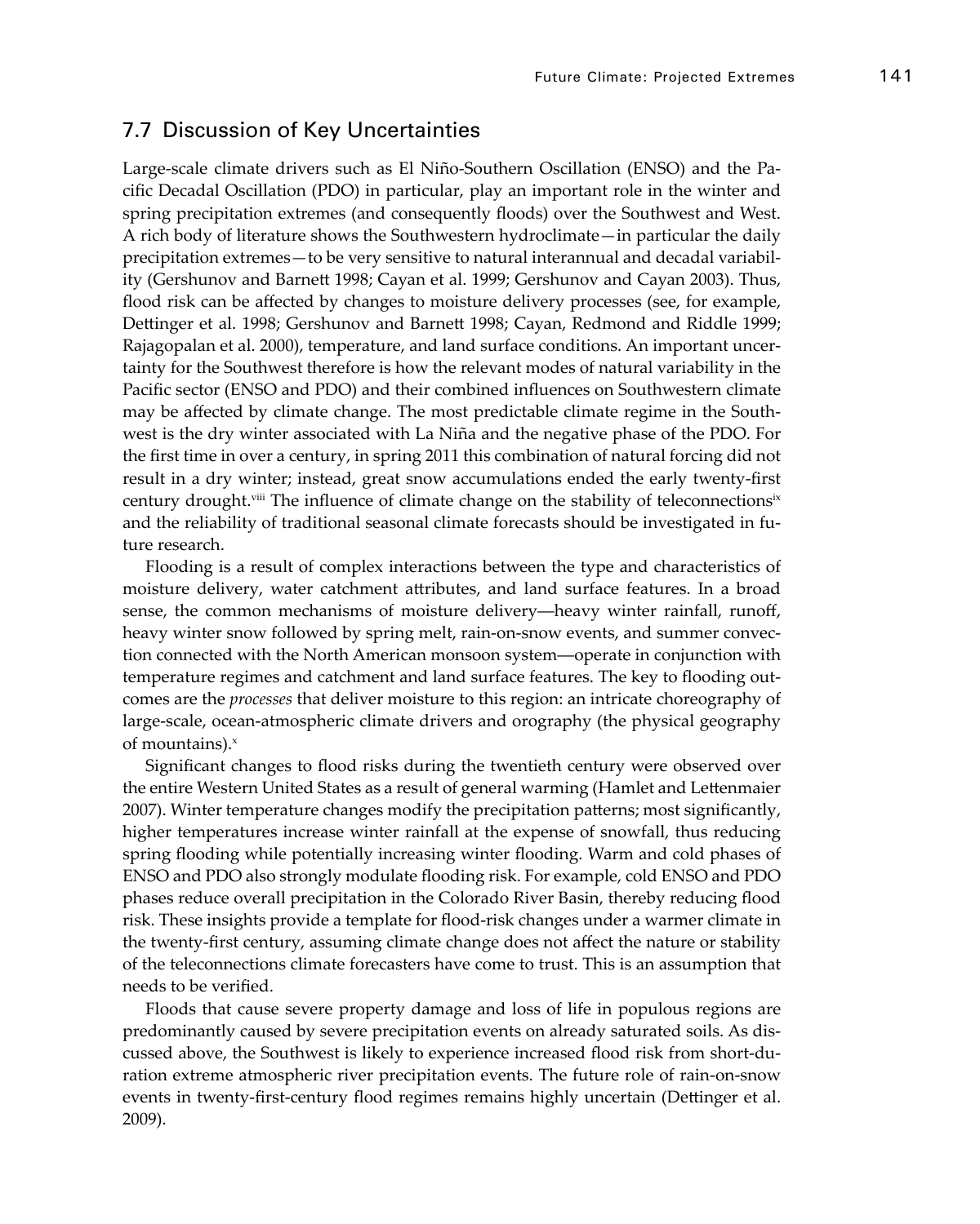## 7.7 Discussion of Key Uncertainties

Large-scale climate drivers such as El Niño-Southern Oscillation (ENSO) and the Pacific Decadal Oscillation (PDO) in particular, play an important role in the winter and spring precipitation extremes (and consequently floods) over the Southwest and West. A rich body of literature shows the Southwestern hydroclimate—in particular the daily precipitation extremes—to be very sensitive to natural interannual and decadal variability (Gershunov and Barnett 1998; Cayan et al. 1999; Gershunov and Cayan 2003). Thus, flood risk can be affected by changes to moisture delivery processes (see, for example, Dettinger et al. 1998; Gershunov and Barnett 1998; Cayan, Redmond and Riddle 1999; Rajagopalan et al. 2000), temperature, and land surface conditions. An important uncertainty for the Southwest therefore is how the relevant modes of natural variability in the Pacific sector (ENSO and PDO) and their combined influences on Southwestern climate may be affected by climate change. The most predictable climate regime in the Southwest is the dry winter associated with La Niña and the negative phase of the PDO. For the first time in over a century, in spring 2011 this combination of natural forcing did not result in a dry winter; instead, great snow accumulations ended the early twenty-first century drought.[viii] The influence of climate change on the stability of teleconnections[ix] and the reliability of traditional seasonal climate forecasts should be investigated in future research.

Flooding is a result of complex interactions between the type and characteristics of moisture delivery, water catchment attributes, and land surface features. In a broad sense, the common mechanisms of moisture delivery—heavy winter rainfall, runoff, heavy winter snow followed by spring melt, rain-on-snow events, and summer convection connected with the North American monsoon system—operate in conjunction with temperature regimes and catchment and land surface features. The key to flooding outcomes are the *processes* that deliver moisture to this region: an intricate choreography of large-scale, ocean-atmospheric climate drivers and orography (the physical geography of mountains).[x]

Significant changes to flood risks during the twentieth century were observed over the entire Western United States as a result of general warming (Hamlet and Lettenmaier 2007). Winter temperature changes modify the precipitation patterns; most significantly, higher temperatures increase winter rainfall at the expense of snowfall, thus reducing spring flooding while potentially increasing winter flooding. Warm and cold phases of ENSO and PDO also strongly modulate flooding risk. For example, cold ENSO and PDO phases reduce overall precipitation in the Colorado River Basin, thereby reducing flood risk. These insights provide a template for flood-risk changes under a warmer climate in the twenty-first century, assuming climate change does not affect the nature or stability of the teleconnections climate forecasters have come to trust. This is an assumption that needs to be verified.

Floods that cause severe property damage and loss of life in populous regions are predominantly caused by severe precipitation events on already saturated soils. As discussed above, the Southwest is likely to experience increased flood risk from short-duration extreme atmospheric river precipitation events. The future role of rain-on-snow events in twenty-first-century flood regimes remains highly uncertain (Dettinger et al. 2009).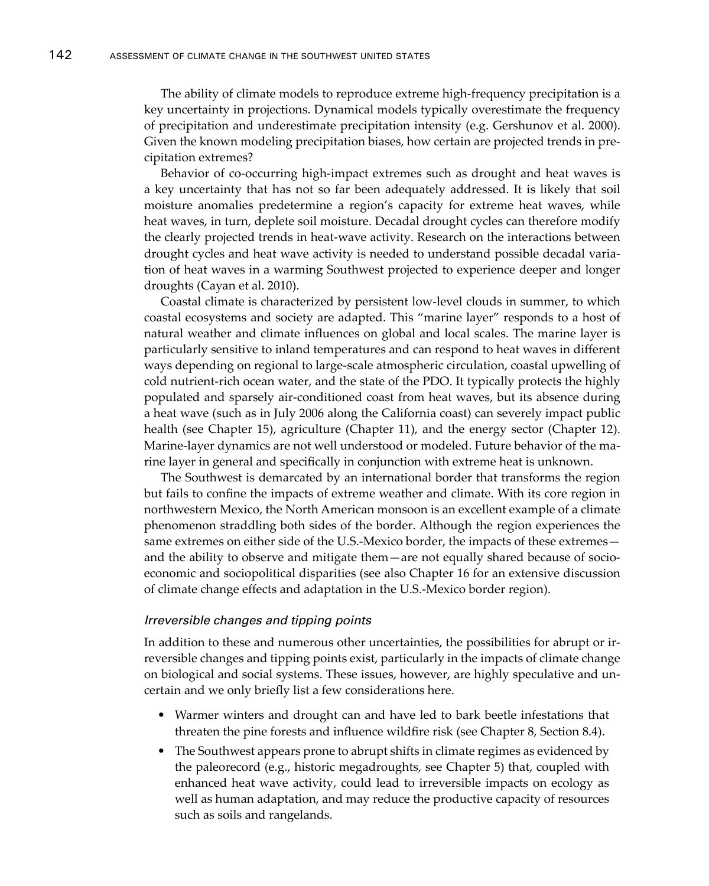The ability of climate models to reproduce extreme high-frequency precipitation is a key uncertainty in projections. Dynamical models typically overestimate the frequency of precipitation and underestimate precipitation intensity (e.g. Gershunov et al. 2000). Given the known modeling precipitation biases, how certain are projected trends in precipitation extremes?

Behavior of co-occurring high-impact extremes such as drought and heat waves is a key uncertainty that has not so far been adequately addressed. It is likely that soil moisture anomalies predetermine a region's capacity for extreme heat waves, while heat waves, in turn, deplete soil moisture. Decadal drought cycles can therefore modify the clearly projected trends in heat-wave activity. Research on the interactions between drought cycles and heat wave activity is needed to understand possible decadal variation of heat waves in a warming Southwest projected to experience deeper and longer droughts (Cayan et al. 2010).

Coastal climate is characterized by persistent low-level clouds in summer, to which coastal ecosystems and society are adapted. This "marine layer" responds to a host of natural weather and climate influences on global and local scales. The marine layer is particularly sensitive to inland temperatures and can respond to heat waves in different ways depending on regional to large-scale atmospheric circulation, coastal upwelling of cold nutrient-rich ocean water, and the state of the PDO. It typically protects the highly populated and sparsely air-conditioned coast from heat waves, but its absence during a heat wave (such as in July 2006 along the California coast) can severely impact public health (see Chapter 15), agriculture (Chapter 11), and the energy sector (Chapter 12). Marine-layer dynamics are not well understood or modeled. Future behavior of the marine layer in general and specifically in conjunction with extreme heat is unknown.

The Southwest is demarcated by an international border that transforms the region but fails to confine the impacts of extreme weather and climate. With its core region in northwestern Mexico, the North American monsoon is an excellent example of a climate phenomenon straddling both sides of the border. Although the region experiences the same extremes on either side of the U.S.-Mexico border, the impacts of these extremes—and the ability to observe and mitigate them—are not equally shared because of socioeconomic and sociopolitical disparities (see also Chapter 16 for an extensive discussion of climate change effects and adaptation in the U.S.-Mexico border region).

### *Irreversible changes and tipping points*

In addition to these and numerous other uncertainties, the possibilities for abrupt or irreversible changes and tipping points exist, particularly in the impacts of climate change on biological and social systems. These issues, however, are highly speculative and uncertain and we only briefly list a few considerations here.

- Warmer winters and drought can and have led to bark beetle infestations that threaten the pine forests and influence wildfire risk (see Chapter 8, Section 8.4).
- The Southwest appears prone to abrupt shifts in climate regimes as evidenced by the paleorecord (e.g., historic megadroughts, see Chapter 5) that, coupled with enhanced heat wave activity, could lead to irreversible impacts on ecology as well as human adaptation, and may reduce the productive capacity of resources such as soils and rangelands.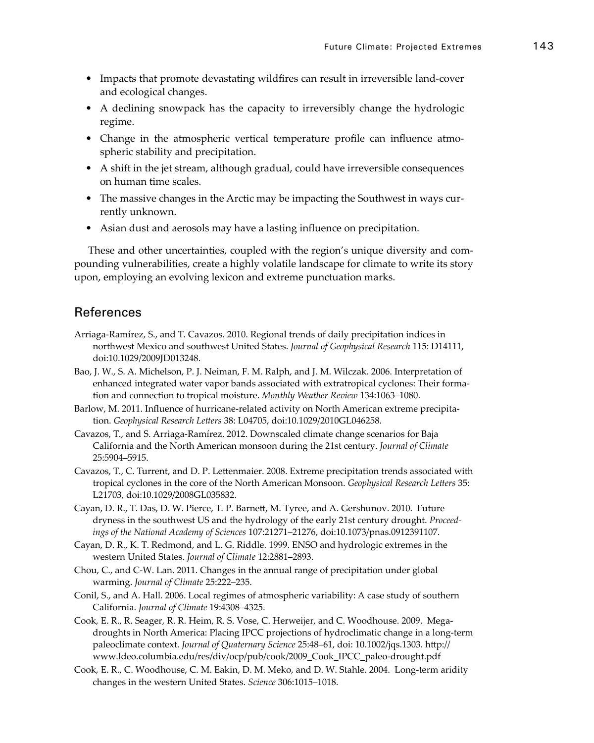- Impacts that promote devastating wildfires can result in irreversible land-cover and ecological changes.
- A declining snowpack has the capacity to irreversibly change the hydrologic regime.
- Change in the atmospheric vertical temperature profile can influence atmospheric stability and precipitation.
- A shift in the jet stream, although gradual, could have irreversible consequences on human time scales.
- The massive changes in the Arctic may be impacting the Southwest in ways currently unknown.
- Asian dust and aerosols may have a lasting influence on precipitation.

These and other uncertainties, coupled with the region's unique diversity and compounding vulnerabilities, create a highly volatile landscape for climate to write its story upon, employing an evolving lexicon and extreme punctuation marks.

## References

Arriaga-Ramírez, S., and T. Cavazos. 2010. Regional trends of daily precipitation indices in northwest Mexico and southwest United States. *Journal of Geophysical Research* 115: D14111, doi:10.1029/2009JD013248.

Bao, J. W., S. A. Michelson, P. J. Neiman, F. M. Ralph, and J. M. Wilczak. 2006. Interpretation of enhanced integrated water vapor bands associated with extratropical cyclones: Their formation and connection to tropical moisture. *Monthly Weather Review* 134:1063–1080.

Barlow, M. 2011. Influence of hurricane-related activity on North American extreme precipitation. *Geophysical Research Letters* 38: L04705, doi:10.1029/2010GL046258.

Cavazos, T., and S. Arriaga-Ramírez. 2012. Downscaled climate change scenarios for Baja California and the North American monsoon during the 21st century. *Journal of Climate* 25:5904–5915.

Cavazos, T., C. Turrent, and D. P. Lettenmaier. 2008. Extreme precipitation trends associated with tropical cyclones in the core of the North American Monsoon. *Geophysical Research Letters* 35: L21703, doi:10.1029/2008GL035832.

Cayan, D. R., T. Das, D. W. Pierce, T. P. Barnett, M. Tyree, and A. Gershunov. 2010. Future dryness in the southwest US and the hydrology of the early 21st century drought. *Proceedings of the National Academy of Sciences* 107:21271–21276, doi:10.1073/pnas.0912391107.

Cayan, D. R., K. T. Redmond, and L. G. Riddle. 1999. ENSO and hydrologic extremes in the western United States. *Journal of Climate* 12:2881–2893.

Chou, C., and C-W. Lan. 2011. Changes in the annual range of precipitation under global warming. *Journal of Climate* 25:222–235.

Conil, S., and A. Hall. 2006. Local regimes of atmospheric variability: A case study of southern California. *Journal of Climate* 19:4308–4325.

Cook, E. R., R. Seager, R. R. Heim, R. S. Vose, C. Herweijer, and C. Woodhouse. 2009. Megadroughts in North America: Placing IPCC projections of hydroclimatic change in a long-term paleoclimate context. *Journal of Quaternary Science* 25:48–61, doi: 10.1002/jqs.1303. http://www.ldeo.columbia.edu/res/div/ocp/pub/cook/2009_Cook_IPCC_paleo-drought.pdf

Cook, E. R., C. Woodhouse, C. M. Eakin, D. M. Meko, and D. W. Stahle. 2004. Long-term aridity changes in the western United States. *Science* 306:1015–1018.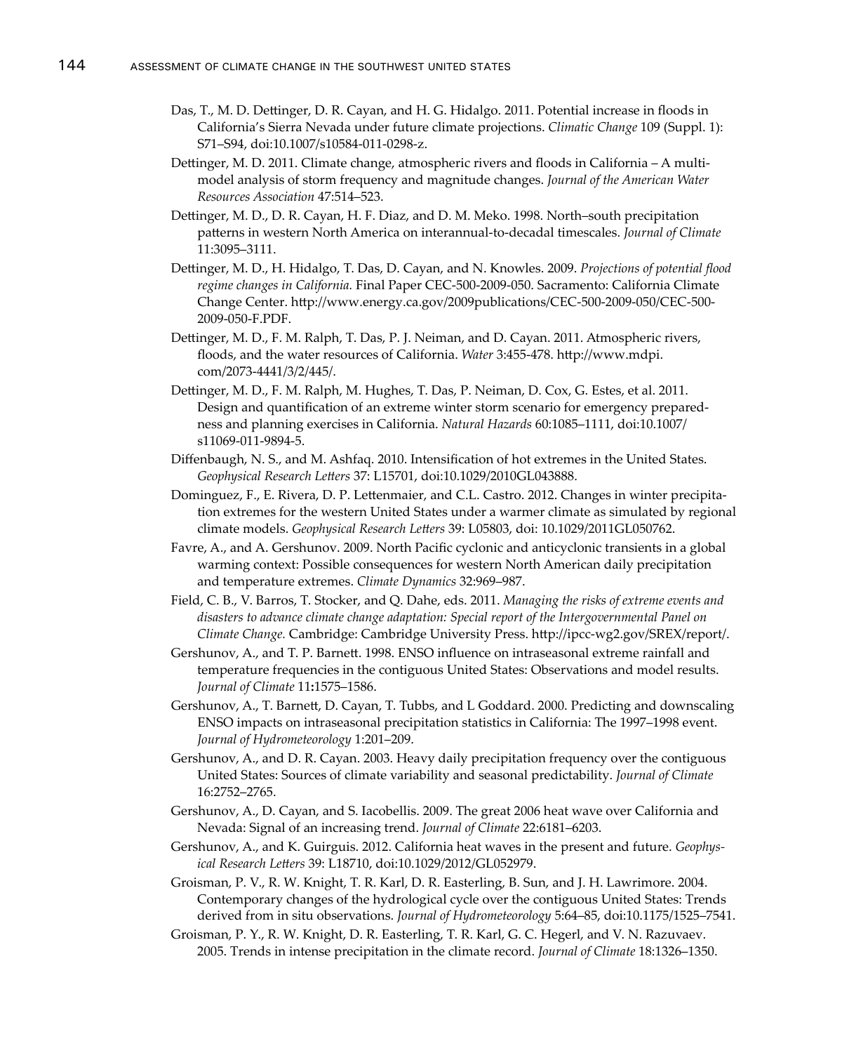Das, T., M. D. Dettinger, D. R. Cayan, and H. G. Hidalgo. 2011. Potential increase in floods in California's Sierra Nevada under future climate projections. *Climatic Change* 109 (Suppl. 1): S71–S94, doi:10.1007/s10584-011-0298-z.

Dettinger, M. D. 2011. Climate change, atmospheric rivers and floods in California – A multi-model analysis of storm frequency and magnitude changes. *Journal of the American Water Resources Association* 47:514–523.

Dettinger, M. D., D. R. Cayan, H. F. Diaz, and D. M. Meko. 1998. North–south precipitation patterns in western North America on interannual-to-decadal timescales. *Journal of Climate* 11:3095–3111.

Dettinger, M. D., H. Hidalgo, T. Das, D. Cayan, and N. Knowles. 2009. *Projections of potential flood regime changes in California.* Final Paper CEC-500-2009-050. Sacramento: California Climate Change Center. http://www.energy.ca.gov/2009publications/CEC-500-2009-050/CEC-500-2009-050-F.PDF.

Dettinger, M. D., F. M. Ralph, T. Das, P. J. Neiman, and D. Cayan. 2011. Atmospheric rivers, floods, and the water resources of California. *Water* 3:455-478. http://www.mdpi.com/2073-4441/3/2/445/.

Dettinger, M. D., F. M. Ralph, M. Hughes, T. Das, P. Neiman, D. Cox, G. Estes, et al. 2011. Design and quantification of an extreme winter storm scenario for emergency preparedness and planning exercises in California. *Natural Hazards* 60:1085–1111, doi:10.1007/s11069-011-9894-5.

Diffenbaugh, N. S., and M. Ashfaq. 2010. Intensification of hot extremes in the United States. *Geophysical Research Letters* 37: L15701, doi:10.1029/2010GL043888.

Dominguez, F., E. Rivera, D. P. Lettenmaier, and C.L. Castro. 2012. Changes in winter precipitation extremes for the western United States under a warmer climate as simulated by regional climate models. *Geophysical Research Letters* 39: L05803, doi: 10.1029/2011GL050762.

Favre, A., and A. Gershunov. 2009. North Pacific cyclonic and anticyclonic transients in a global warming context: Possible consequences for western North American daily precipitation and temperature extremes. *Climate Dynamics* 32:969–987.

Field, C. B., V. Barros, T. Stocker, and Q. Dahe, eds. 2011. *Managing the risks of extreme events and disasters to advance climate change adaptation: Special report of the Intergovernmental Panel on Climate Change.* Cambridge: Cambridge University Press. http://ipcc-wg2.gov/SREX/report/.

Gershunov, A., and T. P. Barnett. 1998. ENSO influence on intraseasonal extreme rainfall and temperature frequencies in the contiguous United States: Observations and model results. *Journal of Climate* 11**:**1575–1586.

Gershunov, A., T. Barnett, D. Cayan, T. Tubbs, and L Goddard. 2000. Predicting and downscaling ENSO impacts on intraseasonal precipitation statistics in California: The 1997–1998 event. *Journal of Hydrometeorology* 1:201–209.

Gershunov, A., and D. R. Cayan. 2003. Heavy daily precipitation frequency over the contiguous United States: Sources of climate variability and seasonal predictability. *Journal of Climate* 16:2752–2765.

Gershunov, A., D. Cayan, and S. Iacobellis. 2009. The great 2006 heat wave over California and Nevada: Signal of an increasing trend. *Journal of Climate* 22:6181–6203.

Gershunov, A., and K. Guirguis. 2012. California heat waves in the present and future. *Geophysical Research Letters* 39: L18710, doi:10.1029/2012/GL052979.

Groisman, P. V., R. W. Knight, T. R. Karl, D. R. Easterling, B. Sun, and J. H. Lawrimore. 2004. Contemporary changes of the hydrological cycle over the contiguous United States: Trends derived from in situ observations. *Journal of Hydrometeorology* 5:64–85, doi:10.1175/1525–7541.

Groisman, P. Y., R. W. Knight, D. R. Easterling, T. R. Karl, G. C. Hegerl, and V. N. Razuvaev. 2005. Trends in intense precipitation in the climate record. *Journal of Climate* 18:1326–1350.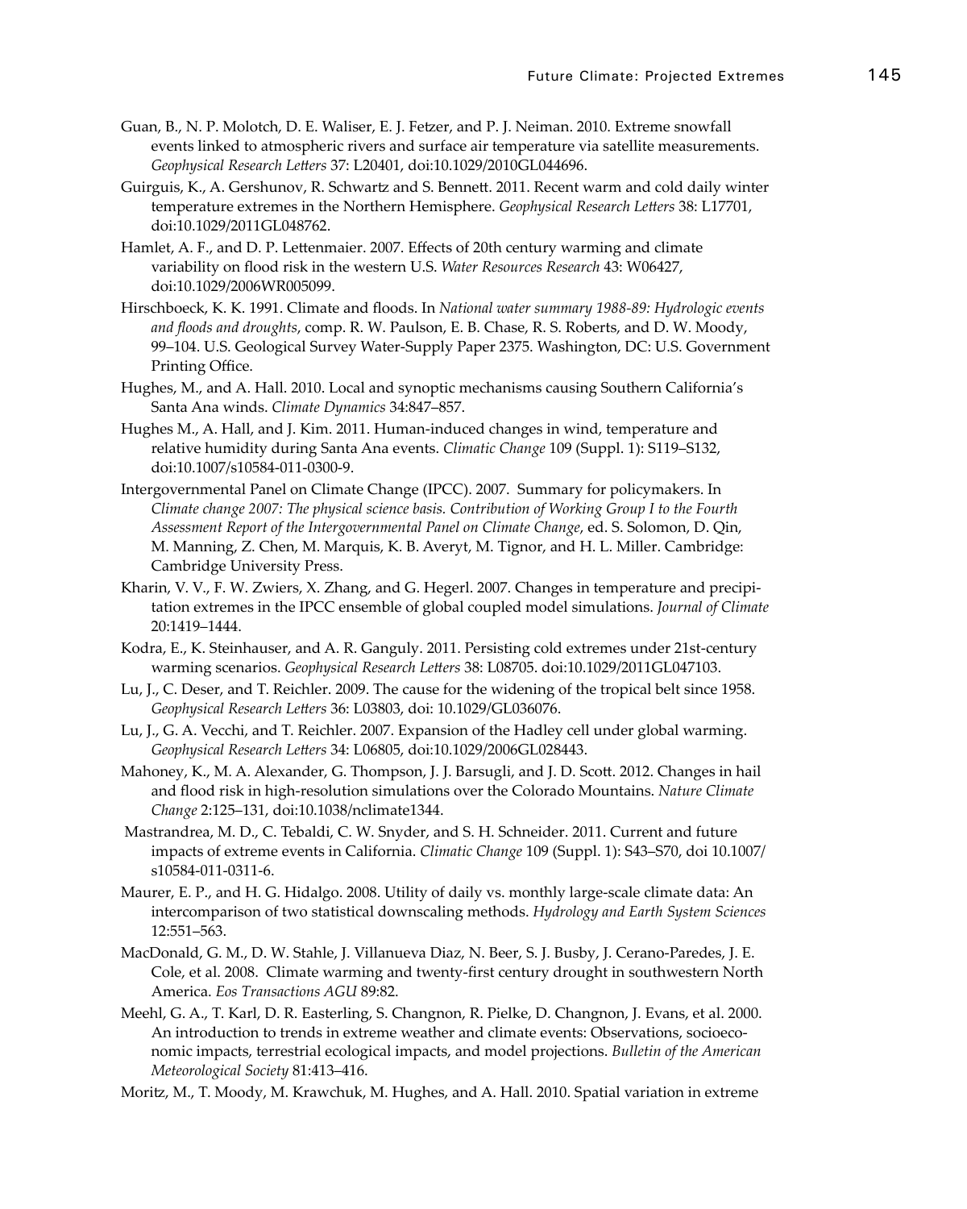Guan, B., N. P. Molotch, D. E. Waliser, E. J. Fetzer, and P. J. Neiman. 2010. Extreme snowfall events linked to atmospheric rivers and surface air temperature via satellite measurements. *Geophysical Research Letters* 37: L20401, doi:10.1029/2010GL044696.

Guirguis, K., A. Gershunov, R. Schwartz and S. Bennett. 2011. Recent warm and cold daily winter temperature extremes in the Northern Hemisphere. *Geophysical Research Letters* 38: L17701, doi:10.1029/2011GL048762.

Hamlet, A. F., and D. P. Lettenmaier. 2007. Effects of 20th century warming and climate variability on flood risk in the western U.S. *Water Resources Research* 43: W06427, doi:10.1029/2006WR005099.

Hirschboeck, K. K. 1991. Climate and floods. In *National water summary 1988-89: Hydrologic events and floods and droughts*, comp. R. W. Paulson, E. B. Chase, R. S. Roberts, and D. W. Moody, 99–104. U.S. Geological Survey Water-Supply Paper 2375. Washington, DC: U.S. Government Printing Office.

Hughes, M., and A. Hall. 2010. Local and synoptic mechanisms causing Southern California's Santa Ana winds. *Climate Dynamics* 34:847–857.

Hughes M., A. Hall, and J. Kim. 2011. Human-induced changes in wind, temperature and relative humidity during Santa Ana events. *Climatic Change* 109 (Suppl. 1): S119–S132, doi:10.1007/s10584-011-0300-9.

Intergovernmental Panel on Climate Change (IPCC). 2007. Summary for policymakers. In *Climate change 2007: The physical science basis. Contribution of Working Group I to the Fourth Assessment Report of the Intergovernmental Panel on Climate Change*, ed. S. Solomon, D. Qin, M. Manning, Z. Chen, M. Marquis, K. B. Averyt, M. Tignor, and H. L. Miller. Cambridge: Cambridge University Press.

Kharin, V. V., F. W. Zwiers, X. Zhang, and G. Hegerl. 2007. Changes in temperature and precipitation extremes in the IPCC ensemble of global coupled model simulations. *Journal of Climate* 20:1419–1444.

Kodra, E., K. Steinhauser, and A. R. Ganguly. 2011. Persisting cold extremes under 21st-century warming scenarios. *Geophysical Research Letters* 38: L08705. doi:10.1029/2011GL047103.

Lu, J., C. Deser, and T. Reichler. 2009. The cause for the widening of the tropical belt since 1958. *Geophysical Research Letters* 36: L03803, doi: 10.1029/GL036076.

Lu, J., G. A. Vecchi, and T. Reichler. 2007. Expansion of the Hadley cell under global warming. *Geophysical Research Letters* 34: L06805, doi:10.1029/2006GL028443.

Mahoney, K., M. A. Alexander, G. Thompson, J. J. Barsugli, and J. D. Scott. 2012. Changes in hail and flood risk in high-resolution simulations over the Colorado Mountains. *Nature Climate Change* 2:125–131, doi:10.1038/nclimate1344.

Mastrandrea, M. D., C. Tebaldi, C. W. Snyder, and S. H. Schneider. 2011. Current and future impacts of extreme events in California. *Climatic Change* 109 (Suppl. 1): S43–S70, doi 10.1007/s10584-011-0311-6.

Maurer, E. P., and H. G. Hidalgo. 2008. Utility of daily vs. monthly large-scale climate data: An intercomparison of two statistical downscaling methods. *Hydrology and Earth System Sciences* 12:551–563.

MacDonald, G. M., D. W. Stahle, J. Villanueva Diaz, N. Beer, S. J. Busby, J. Cerano-Paredes, J. E. Cole, et al. 2008. Climate warming and twenty-first century drought in southwestern North America. *Eos Transactions AGU* 89:82.

Meehl, G. A., T. Karl, D. R. Easterling, S. Changnon, R. Pielke, D. Changnon, J. Evans, et al. 2000. An introduction to trends in extreme weather and climate events: Observations, socioeconomic impacts, terrestrial ecological impacts, and model projections. *Bulletin of the American Meteorological Society* 81:413–416.

Moritz, M., T. Moody, M. Krawchuk, M. Hughes, and A. Hall. 2010. Spatial variation in extreme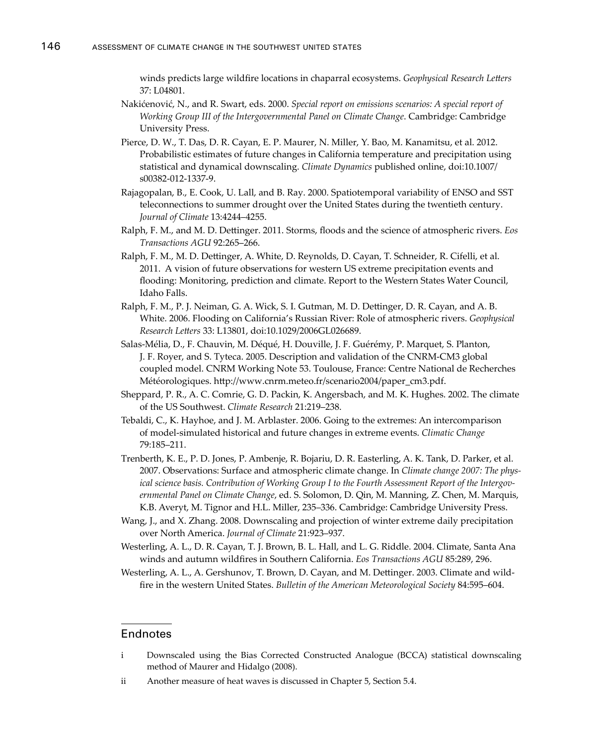winds predicts large wildfire locations in chaparral ecosystems. *Geophysical Research Letters* 37: L04801.

Nakićenović, N., and R. Swart, eds. 2000. *Special report on emissions scenarios: A special report of Working Group III of the Intergovernmental Panel on Climate Change*. Cambridge: Cambridge University Press.

Pierce, D. W., T. Das, D. R. Cayan, E. P. Maurer, N. Miller, Y. Bao, M. Kanamitsu, et al. 2012. Probabilistic estimates of future changes in California temperature and precipitation using statistical and dynamical downscaling. *Climate Dynamics* published online, doi:10.1007/s00382-012-1337-9.

Rajagopalan, B., E. Cook, U. Lall, and B. Ray. 2000. Spatiotemporal variability of ENSO and SST teleconnections to summer drought over the United States during the twentieth century. *Journal of Climate* 13:4244–4255.

Ralph, F. M., and M. D. Dettinger. 2011. Storms, floods and the science of atmospheric rivers. *Eos Transactions AGU* 92:265–266.

Ralph, F. M., M. D. Dettinger, A. White, D. Reynolds, D. Cayan, T. Schneider, R. Cifelli, et al. 2011. A vision of future observations for western US extreme precipitation events and flooding: Monitoring, prediction and climate. Report to the Western States Water Council, Idaho Falls.

Ralph, F. M., P. J. Neiman, G. A. Wick, S. I. Gutman, M. D. Dettinger, D. R. Cayan, and A. B. White. 2006. Flooding on California's Russian River: Role of atmospheric rivers. *Geophysical Research Letters* 33: L13801, doi:10.1029/2006GL026689.

Salas-Mélia, D., F. Chauvin, M. Déqué, H. Douville, J. F. Guérémy, P. Marquet, S. Planton, J. F. Royer, and S. Tyteca. 2005. Description and validation of the CNRM-CM3 global coupled model. CNRM Working Note 53. Toulouse, France: Centre National de Recherches Météorologiques. http://www.cnrm.meteo.fr/scenario2004/paper_cm3.pdf.

Sheppard, P. R., A. C. Comrie, G. D. Packin, K. Angersbach, and M. K. Hughes. 2002. The climate of the US Southwest. *Climate Research* 21:219–238.

Tebaldi, C., K. Hayhoe, and J. M. Arblaster. 2006. Going to the extremes: An intercomparison of model-simulated historical and future changes in extreme events. *Climatic Change* 79:185–211.

Trenberth, K. E., P. D. Jones, P. Ambenje, R. Bojariu, D. R. Easterling, A. K. Tank, D. Parker, et al. 2007. Observations: Surface and atmospheric climate change. In *Climate change 2007: The physical science basis. Contribution of Working Group I to the Fourth Assessment Report of the Intergovernmental Panel on Climate Change*, ed. S. Solomon, D. Qin, M. Manning, Z. Chen, M. Marquis, K.B. Averyt, M. Tignor and H.L. Miller, 235–336. Cambridge: Cambridge University Press.

Wang, J., and X. Zhang. 2008. Downscaling and projection of winter extreme daily precipitation over North America. *Journal of Climate* 21:923–937.

Westerling, A. L., D. R. Cayan, T. J. Brown, B. L. Hall, and L. G. Riddle. 2004. Climate, Santa Ana winds and autumn wildfires in Southern California. *Eos Transactions AGU* 85:289, 296.

Westerling, A. L., A. Gershunov, T. Brown, D. Cayan, and M. Dettinger. 2003. Climate and wildfire in the western United States. *Bulletin of the American Meteorological Society* 84:595–604.

## Endnotes

i Downscaled using the Bias Corrected Constructed Analogue (BCCA) statistical downscaling method of Maurer and Hidalgo (2008).

ii Another measure of heat waves is discussed in Chapter 5, Section 5.4.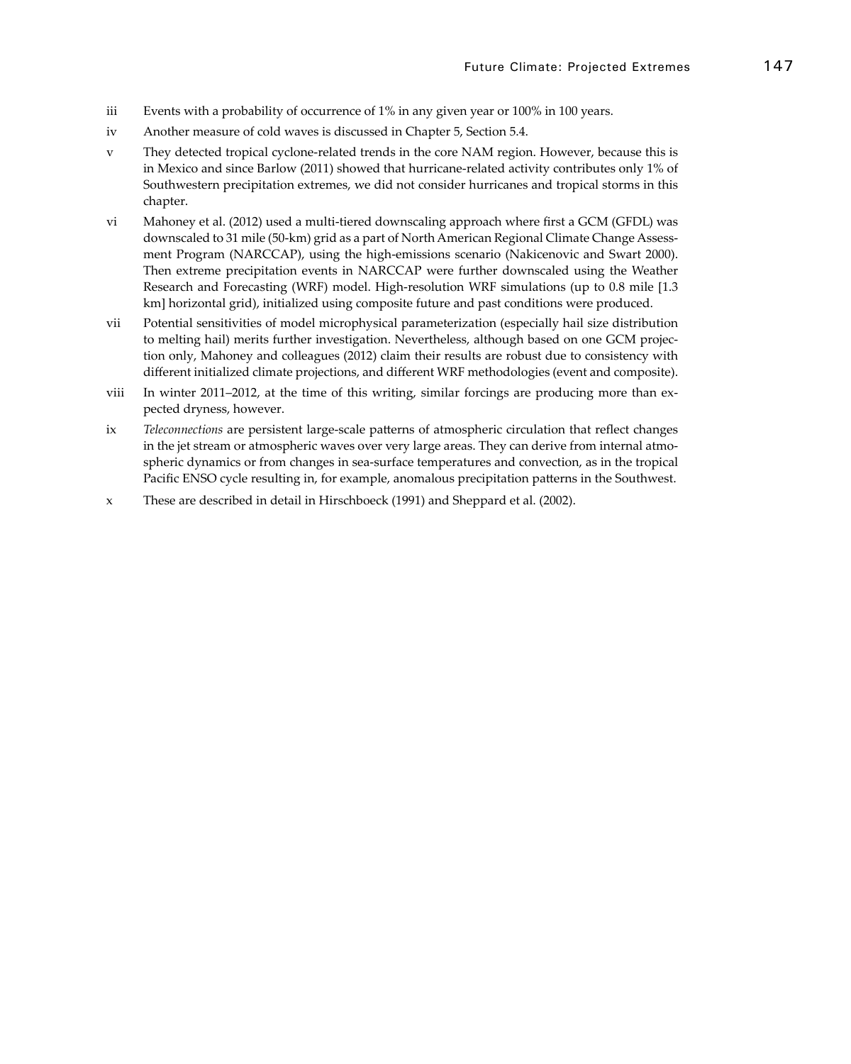iii Events with a probability of occurrence of 1% in any given year or 100% in 100 years.

iv Another measure of cold waves is discussed in Chapter 5, Section 5.4.

v They detected tropical cyclone-related trends in the core NAM region. However, because this is in Mexico and since Barlow (2011) showed that hurricane-related activity contributes only 1% of Southwestern precipitation extremes, we did not consider hurricanes and tropical storms in this chapter.

vi Mahoney et al. (2012) used a multi-tiered downscaling approach where first a GCM (GFDL) was downscaled to 31 mile (50-km) grid as a part of North American Regional Climate Change Assessment Program (NARCCAP), using the high-emissions scenario (Nakicenovic and Swart 2000). Then extreme precipitation events in NARCCAP were further downscaled using the Weather Research and Forecasting (WRF) model. High-resolution WRF simulations (up to 0.8 mile [1.3 km] horizontal grid), initialized using composite future and past conditions were produced.

vii Potential sensitivities of model microphysical parameterization (especially hail size distribution to melting hail) merits further investigation. Nevertheless, although based on one GCM projection only, Mahoney and colleagues (2012) claim their results are robust due to consistency with different initialized climate projections, and different WRF methodologies (event and composite).

viii In winter 2011–2012, at the time of this writing, similar forcings are producing more than expected dryness, however.

ix *Teleconnections* are persistent large-scale patterns of atmospheric circulation that reflect changes in the jet stream or atmospheric waves over very large areas. They can derive from internal atmospheric dynamics or from changes in sea-surface temperatures and convection, as in the tropical Pacific ENSO cycle resulting in, for example, anomalous precipitation patterns in the Southwest.

x These are described in detail in Hirschboeck (1991) and Sheppard et al. (2002).